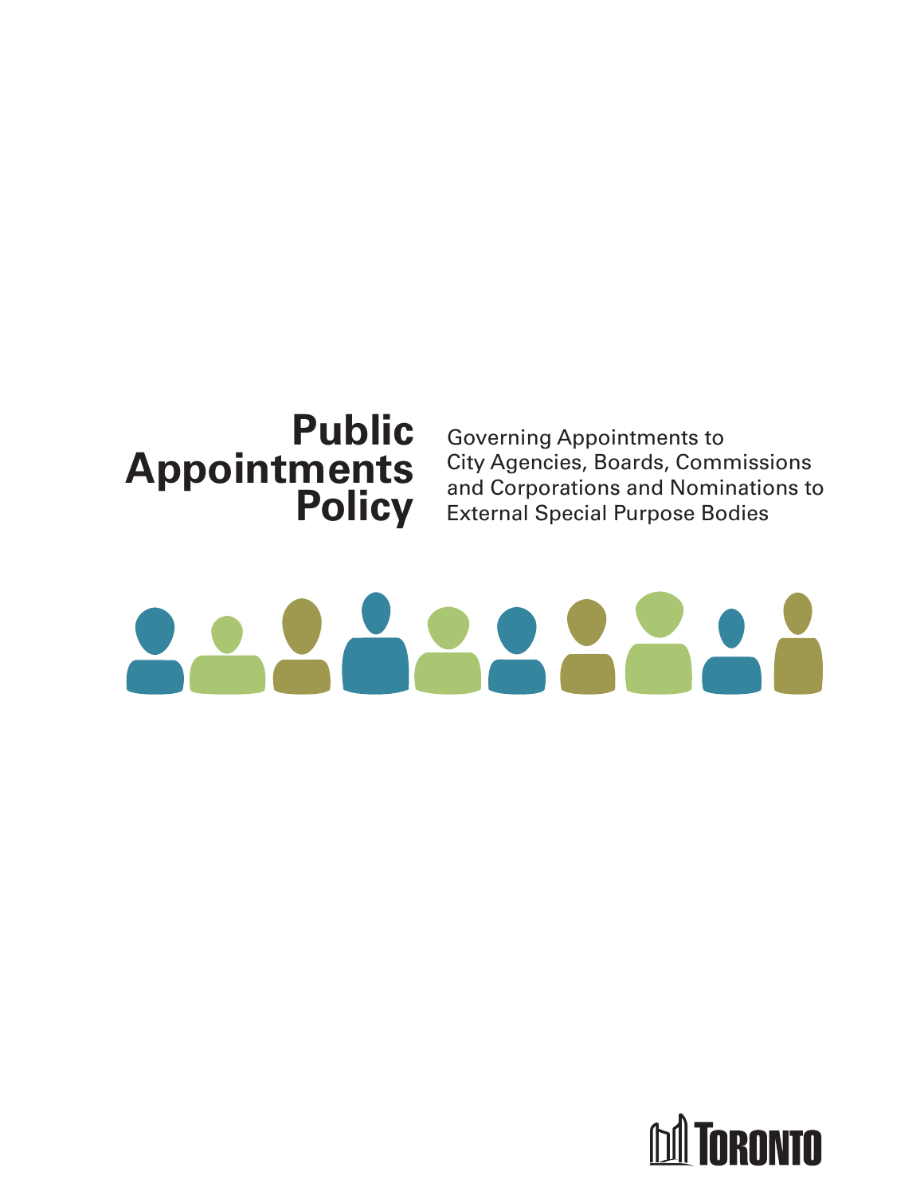# Public Appointments Policy

Governing Appointments to City Agencies, Boards, Commissions and Corporations and Nominations to External Special Purpose Bodies

TORONTO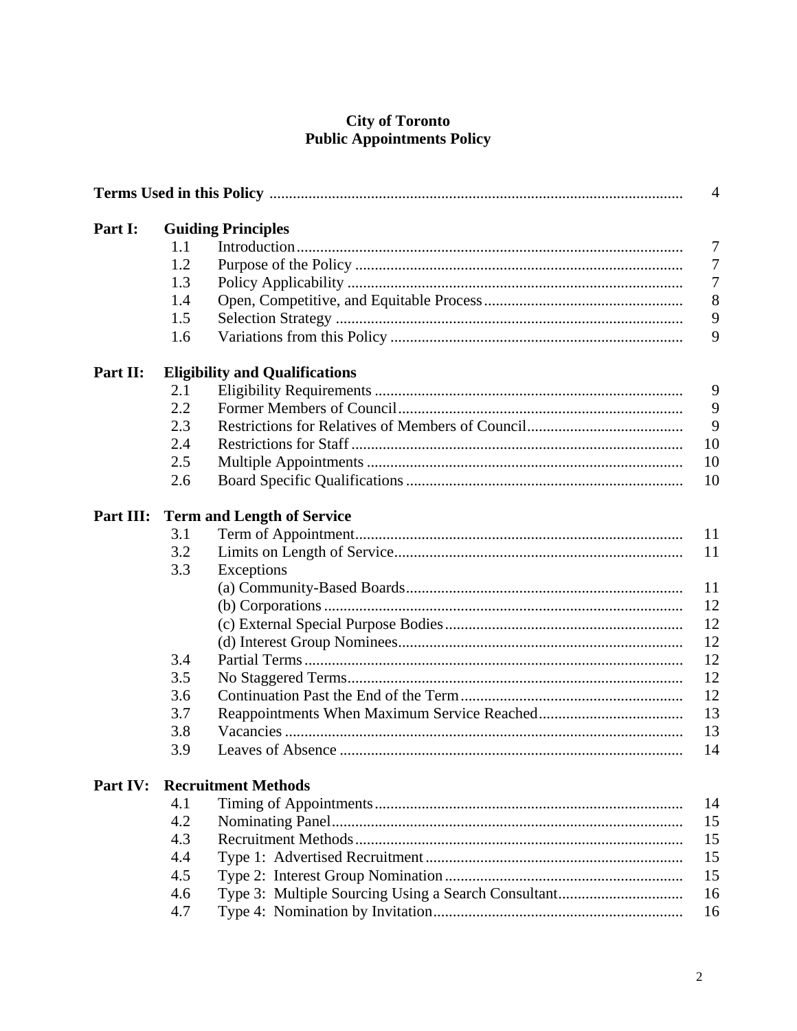# City of Toronto
# Public Appointments Policy

| | | | |
|---|---|---|---|
| **Terms Used in this Policy** | | | 4 |
| **Part I:** | **Guiding Principles** | | |
| | 1.1 | Introduction | 7 |
| | 1.2 | Purpose of the Policy | 7 |
| | 1.3 | Policy Applicability | 7 |
| | 1.4 | Open, Competitive, and Equitable Process | 8 |
| | 1.5 | Selection Strategy | 9 |
| | 1.6 | Variations from this Policy | 9 |
| **Part II:** | **Eligibility and Qualifications** | | |
| | 2.1 | Eligibility Requirements | 9 |
| | 2.2 | Former Members of Council | 9 |
| | 2.3 | Restrictions for Relatives of Members of Council | 9 |
| | 2.4 | Restrictions for Staff | 10 |
| | 2.5 | Multiple Appointments | 10 |
| | 2.6 | Board Specific Qualifications | 10 |
| **Part III:** | **Term and Length of Service** | | |
| | 3.1 | Term of Appointment | 11 |
| | 3.2 | Limits on Length of Service | 11 |
| | 3.3 | Exceptions | |
| | | (a) Community-Based Boards | 11 |
| | | (b) Corporations | 12 |
| | | (c) External Special Purpose Bodies | 12 |
| | | (d) Interest Group Nominees | 12 |
| | 3.4 | Partial Terms | 12 |
| | 3.5 | No Staggered Terms | 12 |
| | 3.6 | Continuation Past the End of the Term | 12 |
| | 3.7 | Reappointments When Maximum Service Reached | 13 |
| | 3.8 | Vacancies | 13 |
| | 3.9 | Leaves of Absence | 14 |
| **Part IV:** | **Recruitment Methods** | | |
| | 4.1 | Timing of Appointments | 14 |
| | 4.2 | Nominating Panel | 15 |
| | 4.3 | Recruitment Methods | 15 |
| | 4.4 | Type 1: Advertised Recruitment | 15 |
| | 4.5 | Type 2: Interest Group Nomination | 15 |
| | 4.6 | Type 3: Multiple Sourcing Using a Search Consultant | 16 |
| | 4.7 | Type 4: Nomination by Invitation | 16 |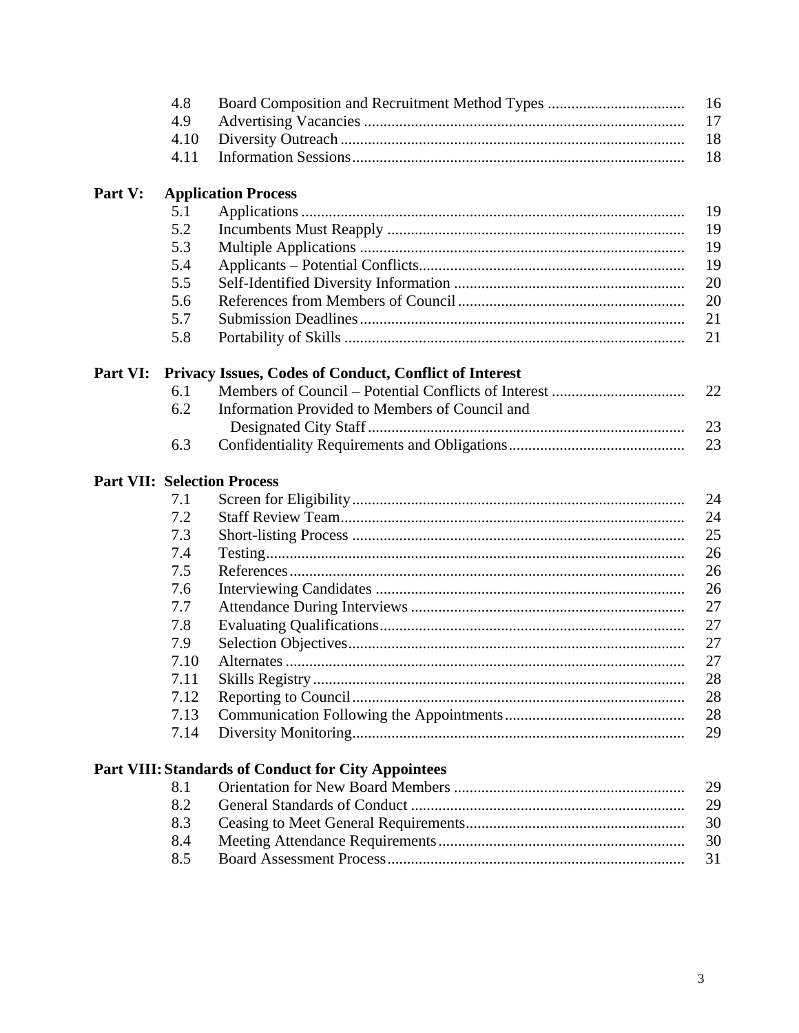| | | |
|---|---|---|
| 4.8 | Board Composition and Recruitment Method Types | 16 |
| 4.9 | Advertising Vacancies | 17 |
| 4.10 | Diversity Outreach | 18 |
| 4.11 | Information Sessions | 18 |

**Part V: Application Process**

| | | |
|---|---|---|
| 5.1 | Applications | 19 |
| 5.2 | Incumbents Must Reapply | 19 |
| 5.3 | Multiple Applications | 19 |
| 5.4 | Applicants – Potential Conflicts | 19 |
| 5.5 | Self-Identified Diversity Information | 20 |
| 5.6 | References from Members of Council | 20 |
| 5.7 | Submission Deadlines | 21 |
| 5.8 | Portability of Skills | 21 |

**Part VI: Privacy Issues, Codes of Conduct, Conflict of Interest**

| | | |
|---|---|---|
| 6.1 | Members of Council – Potential Conflicts of Interest | 22 |
| 6.2 | Information Provided to Members of Council and Designated City Staff | 23 |
| 6.3 | Confidentiality Requirements and Obligations | 23 |

**Part VII: Selection Process**

| | | |
|---|---|---|
| 7.1 | Screen for Eligibility | 24 |
| 7.2 | Staff Review Team | 24 |
| 7.3 | Short-listing Process | 25 |
| 7.4 | Testing | 26 |
| 7.5 | References | 26 |
| 7.6 | Interviewing Candidates | 26 |
| 7.7 | Attendance During Interviews | 27 |
| 7.8 | Evaluating Qualifications | 27 |
| 7.9 | Selection Objectives | 27 |
| 7.10 | Alternates | 27 |
| 7.11 | Skills Registry | 28 |
| 7.12 | Reporting to Council | 28 |
| 7.13 | Communication Following the Appointments | 28 |
| 7.14 | Diversity Monitoring | 29 |

**Part VIII: Standards of Conduct for City Appointees**

| | | |
|---|---|---|
| 8.1 | Orientation for New Board Members | 29 |
| 8.2 | General Standards of Conduct | 29 |
| 8.3 | Ceasing to Meet General Requirements | 30 |
| 8.4 | Meeting Attendance Requirements | 30 |
| 8.5 | Board Assessment Process | 31 |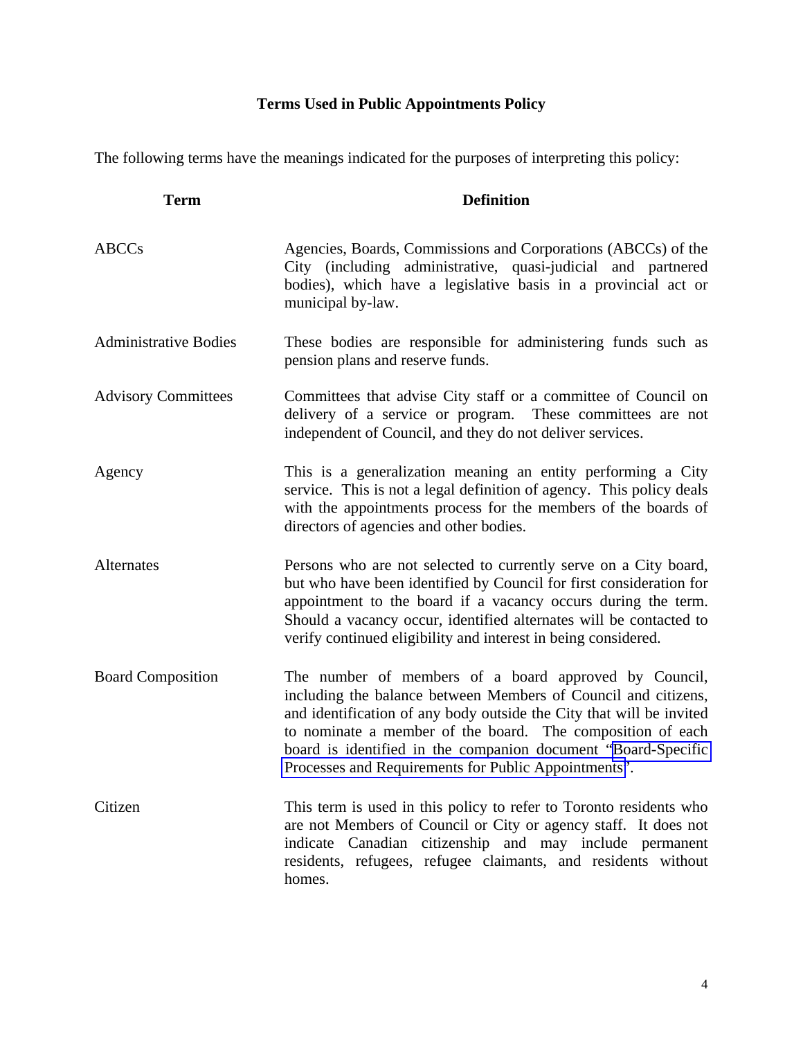## Terms Used in Public Appointments Policy

The following terms have the meanings indicated for the purposes of interpreting this policy:

| Term | Definition |
| --- | --- |
| ABCCs | Agencies, Boards, Commissions and Corporations (ABCCs) of the City (including administrative, quasi-judicial and partnered bodies), which have a legislative basis in a provincial act or municipal by-law. |
| Administrative Bodies | These bodies are responsible for administering funds such as pension plans and reserve funds. |
| Advisory Committees | Committees that advise City staff or a committee of Council on delivery of a service or program. These committees are not independent of Council, and they do not deliver services. |
| Agency | This is a generalization meaning an entity performing a City service. This is not a legal definition of agency. This policy deals with the appointments process for the members of the boards of directors of agencies and other bodies. |
| Alternates | Persons who are not selected to currently serve on a City board, but who have been identified by Council for first consideration for appointment to the board if a vacancy occurs during the term. Should a vacancy occur, identified alternates will be contacted to verify continued eligibility and interest in being considered. |
| Board Composition | The number of members of a board approved by Council, including the balance between Members of Council and citizens, and identification of any body outside the City that will be invited to nominate a member of the board. The composition of each board is identified in the companion document "Board-Specific Processes and Requirements for Public Appointments". |
| Citizen | This term is used in this policy to refer to Toronto residents who are not Members of Council or City or agency staff. It does not indicate Canadian citizenship and may include permanent residents, refugees, refugee claimants, and residents without homes. |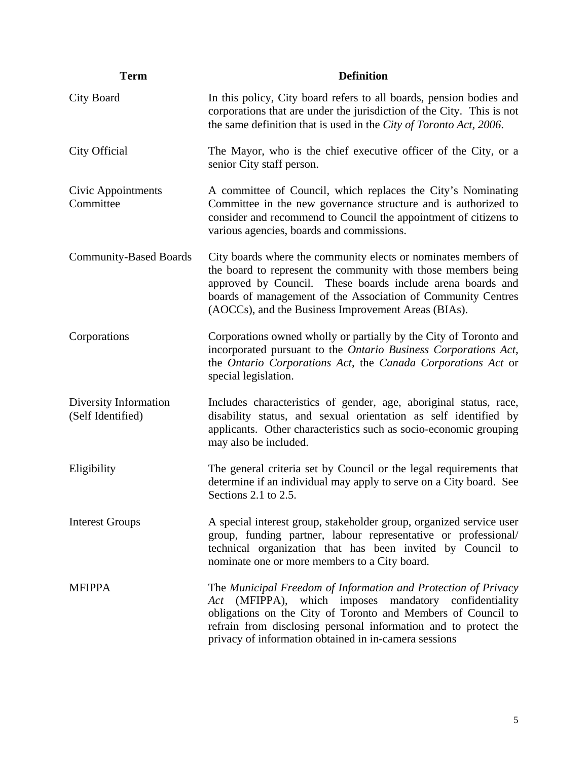| Term | Definition |
| --- | --- |
| City Board | In this policy, City board refers to all boards, pension bodies and corporations that are under the jurisdiction of the City. This is not the same definition that is used in the *City of Toronto Act, 2006*. |
| City Official | The Mayor, who is the chief executive officer of the City, or a senior City staff person. |
| Civic Appointments Committee | A committee of Council, which replaces the City's Nominating Committee in the new governance structure and is authorized to consider and recommend to Council the appointment of citizens to various agencies, boards and commissions. |
| Community-Based Boards | City boards where the community elects or nominates members of the board to represent the community with those members being approved by Council. These boards include arena boards and boards of management of the Association of Community Centres (AOCCs), and the Business Improvement Areas (BIAs). |
| Corporations | Corporations owned wholly or partially by the City of Toronto and incorporated pursuant to the *Ontario Business Corporations Act*, the *Ontario Corporations Act*, the *Canada Corporations Act* or special legislation. |
| Diversity Information (Self Identified) | Includes characteristics of gender, age, aboriginal status, race, disability status, and sexual orientation as self identified by applicants. Other characteristics such as socio-economic grouping may also be included. |
| Eligibility | The general criteria set by Council or the legal requirements that determine if an individual may apply to serve on a City board. See Sections 2.1 to 2.5. |
| Interest Groups | A special interest group, stakeholder group, organized service user group, funding partner, labour representative or professional/ technical organization that has been invited by Council to nominate one or more members to a City board. |
| MFIPPA | The *Municipal Freedom of Information and Protection of Privacy Act* (MFIPPA), which imposes mandatory confidentiality obligations on the City of Toronto and Members of Council to refrain from disclosing personal information and to protect the privacy of information obtained in in-camera sessions |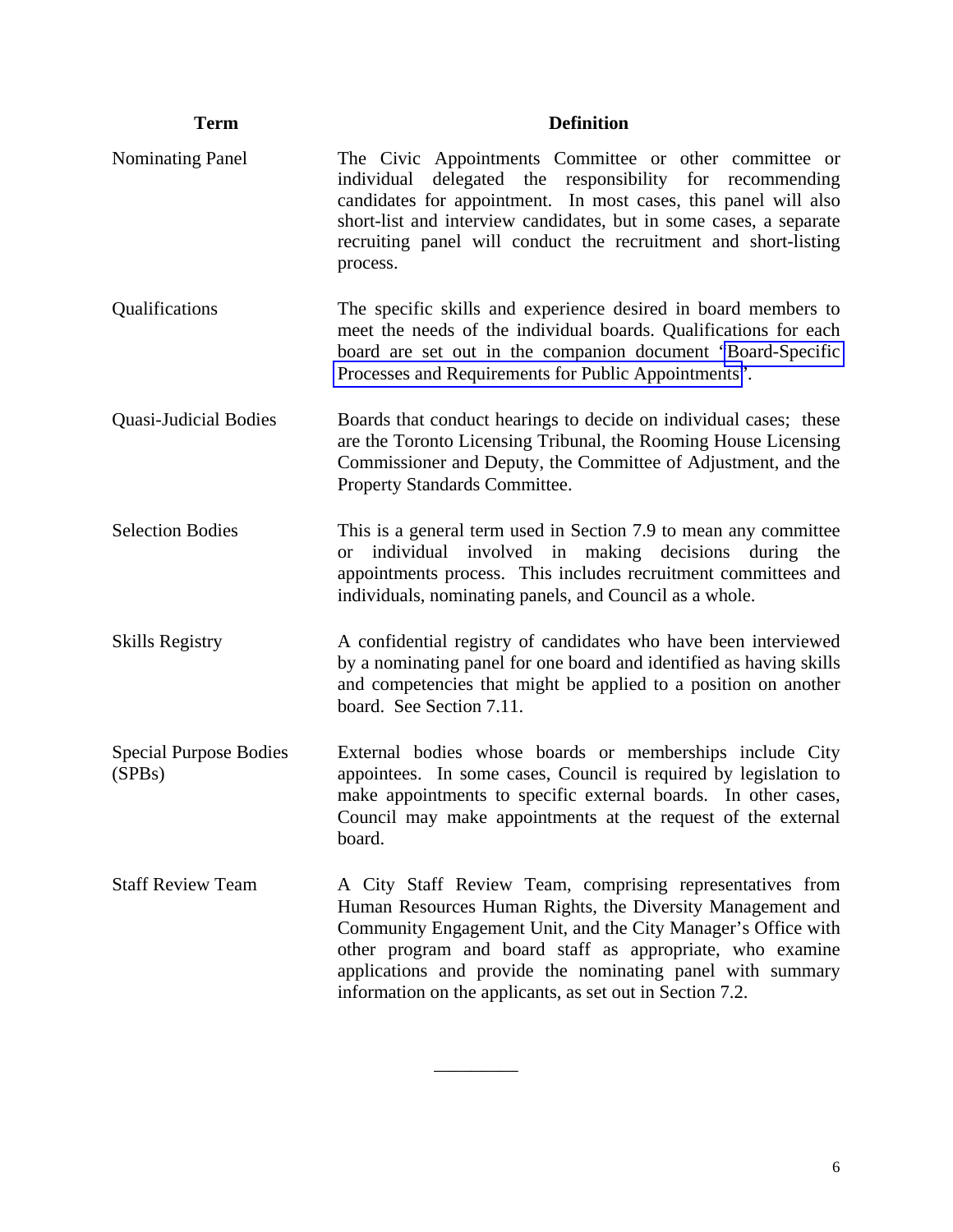| Term | Definition |
| --- | --- |
| Nominating Panel | The Civic Appointments Committee or other committee or individual delegated the responsibility for recommending candidates for appointment. In most cases, this panel will also short-list and interview candidates, but in some cases, a separate recruiting panel will conduct the recruitment and short-listing process. |
| Qualifications | The specific skills and experience desired in board members to meet the needs of the individual boards. Qualifications for each board are set out in the companion document 'Board-Specific Processes and Requirements for Public Appointments'. |
| Quasi-Judicial Bodies | Boards that conduct hearings to decide on individual cases; these are the Toronto Licensing Tribunal, the Rooming House Licensing Commissioner and Deputy, the Committee of Adjustment, and the Property Standards Committee. |
| Selection Bodies | This is a general term used in Section 7.9 to mean any committee or individual involved in making decisions during the appointments process. This includes recruitment committees and individuals, nominating panels, and Council as a whole. |
| Skills Registry | A confidential registry of candidates who have been interviewed by a nominating panel for one board and identified as having skills and competencies that might be applied to a position on another board. See Section 7.11. |
| Special Purpose Bodies (SPBs) | External bodies whose boards or memberships include City appointees. In some cases, Council is required by legislation to make appointments to specific external boards. In other cases, Council may make appointments at the request of the external board. |
| Staff Review Team | A City Staff Review Team, comprising representatives from Human Resources Human Rights, the Diversity Management and Community Engagement Unit, and the City Manager's Office with other program and board staff as appropriate, who examine applications and provide the nominating panel with summary information on the applicants, as set out in Section 7.2. |

_________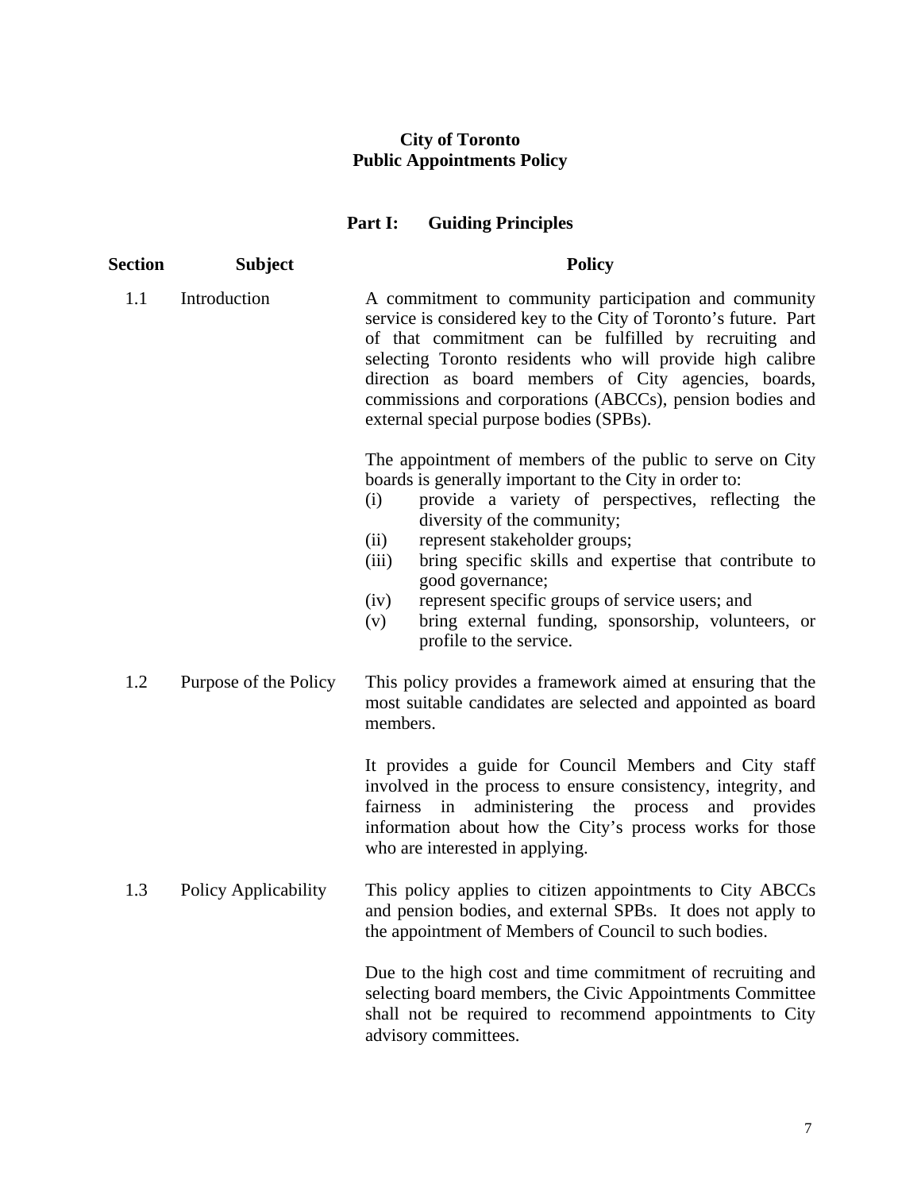# City of Toronto
# Public Appointments Policy

## Part I: Guiding Principles

| Section | Subject | Policy |
|---|---|---|
| 1.1 | Introduction | A commitment to community participation and community service is considered key to the City of Toronto's future. Part of that commitment can be fulfilled by recruiting and selecting Toronto residents who will provide high calibre direction as board members of City agencies, boards, commissions and corporations (ABCCs), pension bodies and external special purpose bodies (SPBs).<br><br>The appointment of members of the public to serve on City boards is generally important to the City in order to:<br>(i) provide a variety of perspectives, reflecting the diversity of the community;<br>(ii) represent stakeholder groups;<br>(iii) bring specific skills and expertise that contribute to good governance;<br>(iv) represent specific groups of service users; and<br>(v) bring external funding, sponsorship, volunteers, or profile to the service. |
| 1.2 | Purpose of the Policy | This policy provides a framework aimed at ensuring that the most suitable candidates are selected and appointed as board members.<br><br>It provides a guide for Council Members and City staff involved in the process to ensure consistency, integrity, and fairness in administering the process and provides information about how the City's process works for those who are interested in applying. |
| 1.3 | Policy Applicability | This policy applies to citizen appointments to City ABCCs and pension bodies, and external SPBs. It does not apply to the appointment of Members of Council to such bodies.<br><br>Due to the high cost and time commitment of recruiting and selecting board members, the Civic Appointments Committee shall not be required to recommend appointments to City advisory committees. |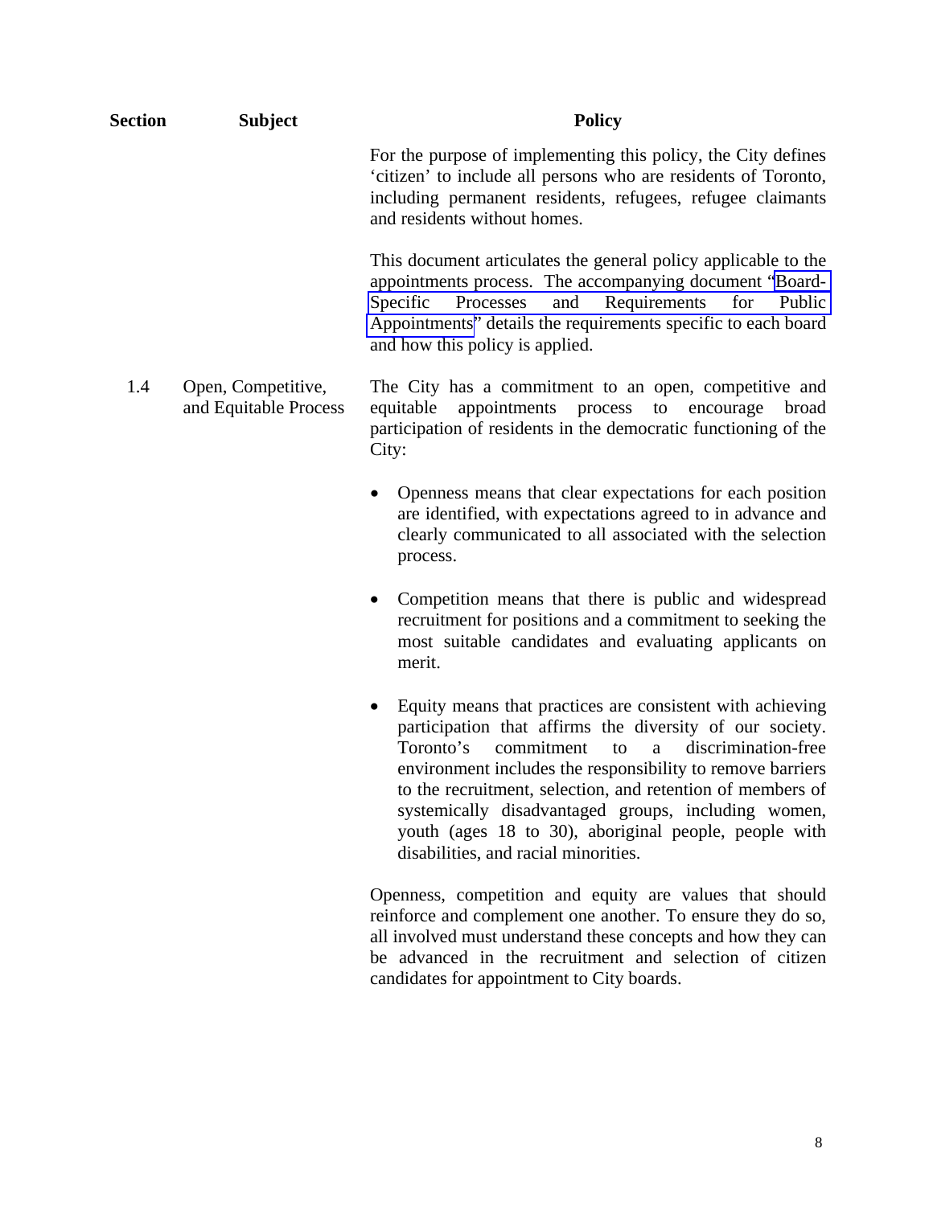| Section | Subject | Policy |
|---|---|---|
| | | For the purpose of implementing this policy, the City defines 'citizen' to include all persons who are residents of Toronto, including permanent residents, refugees, refugee claimants and residents without homes. |
| | | This document articulates the general policy applicable to the appointments process. The accompanying document "Board-Specific Processes and Requirements for Public Appointments" details the requirements specific to each board and how this policy is applied. |
| 1.4 | Open, Competitive, and Equitable Process | The City has a commitment to an open, competitive and equitable appointments process to encourage broad participation of residents in the democratic functioning of the City: |

- Openness means that clear expectations for each position are identified, with expectations agreed to in advance and clearly communicated to all associated with the selection process.

- Competition means that there is public and widespread recruitment for positions and a commitment to seeking the most suitable candidates and evaluating applicants on merit.

- Equity means that practices are consistent with achieving participation that affirms the diversity of our society. Toronto's commitment to a discrimination-free environment includes the responsibility to remove barriers to the recruitment, selection, and retention of members of systemically disadvantaged groups, including women, youth (ages 18 to 30), aboriginal people, people with disabilities, and racial minorities.

Openness, competition and equity are values that should reinforce and complement one another. To ensure they do so, all involved must understand these concepts and how they can be advanced in the recruitment and selection of citizen candidates for appointment to City boards.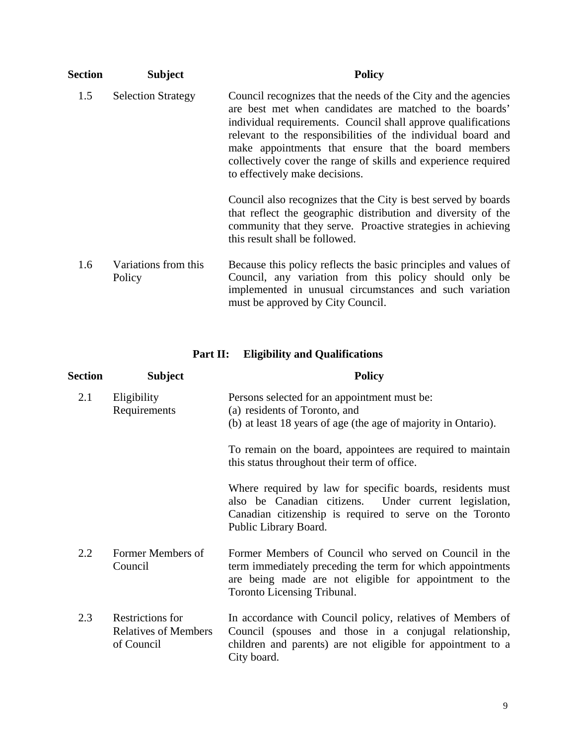| Section | Subject | Policy |
|---|---|---|
| 1.5 | Selection Strategy | Council recognizes that the needs of the City and the agencies are best met when candidates are matched to the boards' individual requirements. Council shall approve qualifications relevant to the responsibilities of the individual board and make appointments that ensure that the board members collectively cover the range of skills and experience required to effectively make decisions.<br><br>Council also recognizes that the City is best served by boards that reflect the geographic distribution and diversity of the community that they serve. Proactive strategies in achieving this result shall be followed. |
| 1.6 | Variations from this Policy | Because this policy reflects the basic principles and values of Council, any variation from this policy should only be implemented in unusual circumstances and such variation must be approved by City Council. |

## Part II: Eligibility and Qualifications

| Section | Subject | Policy |
|---|---|---|
| 2.1 | Eligibility Requirements | Persons selected for an appointment must be:<br>(a) residents of Toronto, and<br>(b) at least 18 years of age (the age of majority in Ontario).<br><br>To remain on the board, appointees are required to maintain this status throughout their term of office.<br><br>Where required by law for specific boards, residents must also be Canadian citizens. Under current legislation, Canadian citizenship is required to serve on the Toronto Public Library Board. |
| 2.2 | Former Members of Council | Former Members of Council who served on Council in the term immediately preceding the term for which appointments are being made are not eligible for appointment to the Toronto Licensing Tribunal. |
| 2.3 | Restrictions for Relatives of Members of Council | In accordance with Council policy, relatives of Members of Council (spouses and those in a conjugal relationship, children and parents) are not eligible for appointment to a City board. |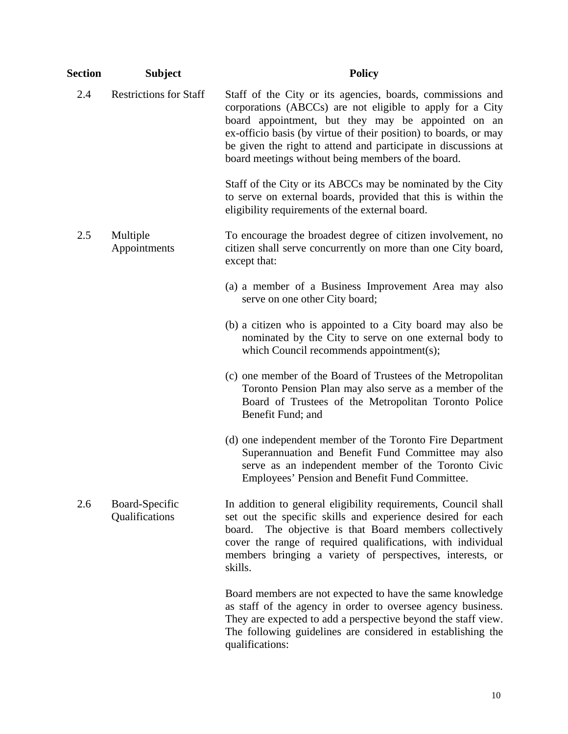| Section | Subject | Policy |
|---|---|---|
| 2.4 | Restrictions for Staff | Staff of the City or its agencies, boards, commissions and corporations (ABCCs) are not eligible to apply for a City board appointment, but they may be appointed on an ex-officio basis (by virtue of their position) to boards, or may be given the right to attend and participate in discussions at board meetings without being members of the board.<br><br>Staff of the City or its ABCCs may be nominated by the City to serve on external boards, provided that this is within the eligibility requirements of the external board. |
| 2.5 | Multiple Appointments | To encourage the broadest degree of citizen involvement, no citizen shall serve concurrently on more than one City board, except that:<br><br>(a) a member of a Business Improvement Area may also serve on one other City board;<br><br>(b) a citizen who is appointed to a City board may also be nominated by the City to serve on one external body to which Council recommends appointment(s);<br><br>(c) one member of the Board of Trustees of the Metropolitan Toronto Pension Plan may also serve as a member of the Board of Trustees of the Metropolitan Toronto Police Benefit Fund; and<br><br>(d) one independent member of the Toronto Fire Department Superannuation and Benefit Fund Committee may also serve as an independent member of the Toronto Civic Employees' Pension and Benefit Fund Committee. |
| 2.6 | Board-Specific Qualifications | In addition to general eligibility requirements, Council shall set out the specific skills and experience desired for each board. The objective is that Board members collectively cover the range of required qualifications, with individual members bringing a variety of perspectives, interests, or skills.<br><br>Board members are not expected to have the same knowledge as staff of the agency in order to oversee agency business. They are expected to add a perspective beyond the staff view. The following guidelines are considered in establishing the qualifications: |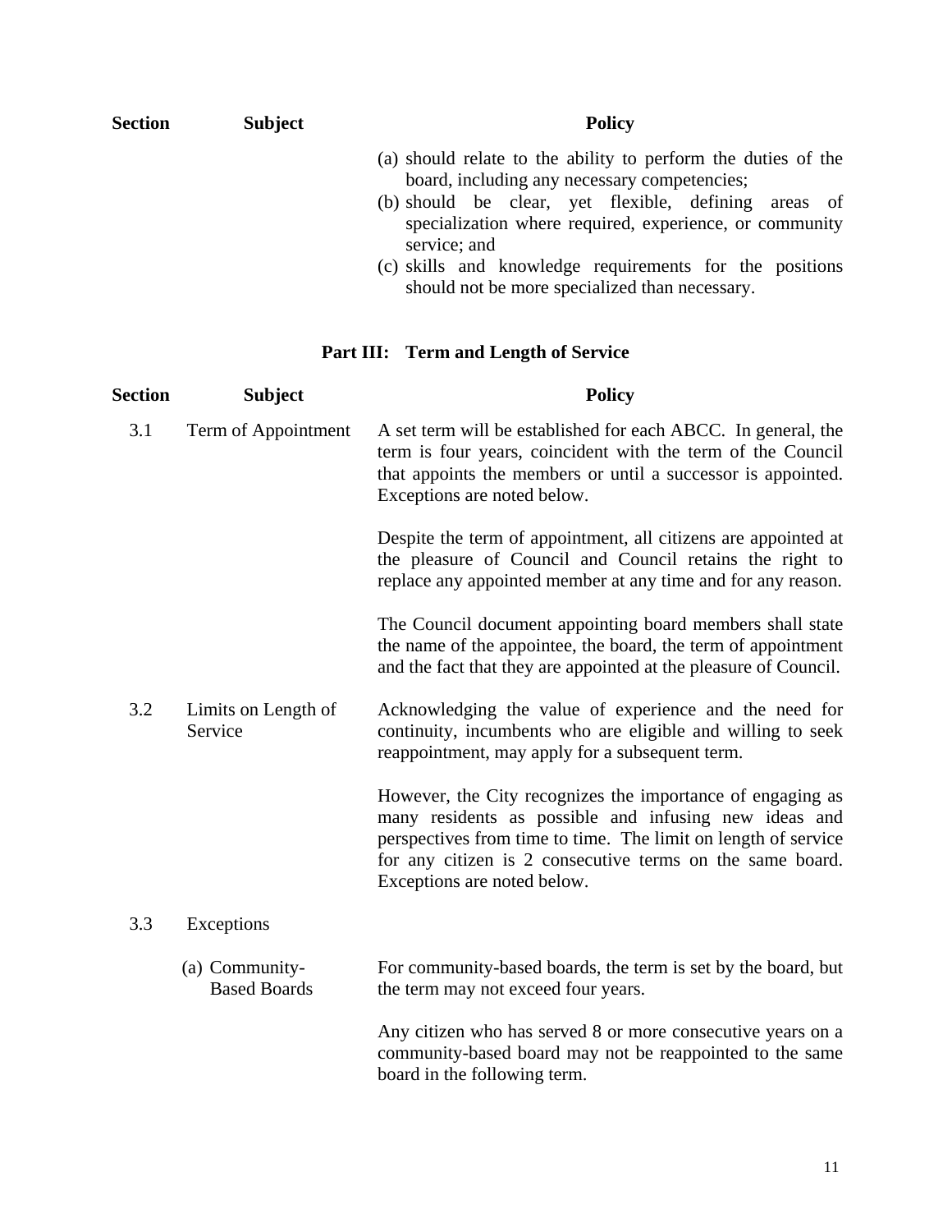| Section | Subject | Policy |
|---|---|---|
| | | (a) should relate to the ability to perform the duties of the board, including any necessary competencies;<br>(b) should be clear, yet flexible, defining areas of specialization where required, experience, or community service; and<br>(c) skills and knowledge requirements for the positions should not be more specialized than necessary. |

## Part III: Term and Length of Service

| Section | Subject | Policy |
|---|---|---|
| 3.1 | Term of Appointment | A set term will be established for each ABCC. In general, the term is four years, coincident with the term of the Council that appoints the members or until a successor is appointed. Exceptions are noted below.<br><br>Despite the term of appointment, all citizens are appointed at the pleasure of Council and Council retains the right to replace any appointed member at any time and for any reason.<br><br>The Council document appointing board members shall state the name of the appointee, the board, the term of appointment and the fact that they are appointed at the pleasure of Council. |
| 3.2 | Limits on Length of Service | Acknowledging the value of experience and the need for continuity, incumbents who are eligible and willing to seek reappointment, may apply for a subsequent term.<br><br>However, the City recognizes the importance of engaging as many residents as possible and infusing new ideas and perspectives from time to time. The limit on length of service for any citizen is 2 consecutive terms on the same board. Exceptions are noted below. |
| 3.3 | Exceptions | |
| | (a) Community-Based Boards | For community-based boards, the term is set by the board, but the term may not exceed four years.<br><br>Any citizen who has served 8 or more consecutive years on a community-based board may not be reappointed to the same board in the following term. |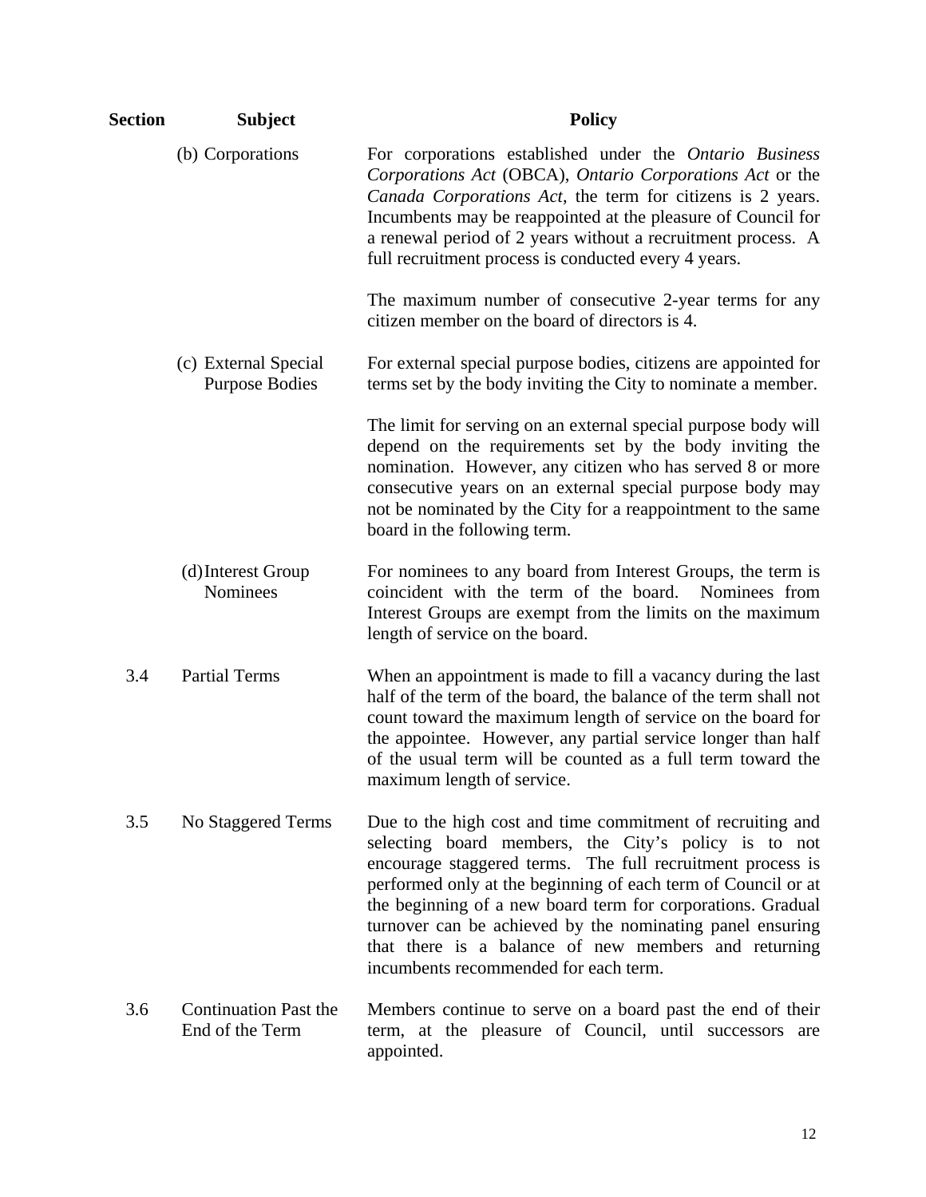| Section | Subject | Policy |
|---|---|---|
| | (b) Corporations | For corporations established under the *Ontario Business Corporations Act* (OBCA), *Ontario Corporations Act* or the *Canada Corporations Act*, the term for citizens is 2 years. Incumbents may be reappointed at the pleasure of Council for a renewal period of 2 years without a recruitment process. A full recruitment process is conducted every 4 years.<br><br>The maximum number of consecutive 2-year terms for any citizen member on the board of directors is 4. |
| | (c) External Special Purpose Bodies | For external special purpose bodies, citizens are appointed for terms set by the body inviting the City to nominate a member.<br><br>The limit for serving on an external special purpose body will depend on the requirements set by the body inviting the nomination. However, any citizen who has served 8 or more consecutive years on an external special purpose body may not be nominated by the City for a reappointment to the same board in the following term. |
| | (d) Interest Group Nominees | For nominees to any board from Interest Groups, the term is coincident with the term of the board. Nominees from Interest Groups are exempt from the limits on the maximum length of service on the board. |
| 3.4 | Partial Terms | When an appointment is made to fill a vacancy during the last half of the term of the board, the balance of the term shall not count toward the maximum length of service on the board for the appointee. However, any partial service longer than half of the usual term will be counted as a full term toward the maximum length of service. |
| 3.5 | No Staggered Terms | Due to the high cost and time commitment of recruiting and selecting board members, the City's policy is to not encourage staggered terms. The full recruitment process is performed only at the beginning of each term of Council or at the beginning of a new board term for corporations. Gradual turnover can be achieved by the nominating panel ensuring that there is a balance of new members and returning incumbents recommended for each term. |
| 3.6 | Continuation Past the End of the Term | Members continue to serve on a board past the end of their term, at the pleasure of Council, until successors are appointed. |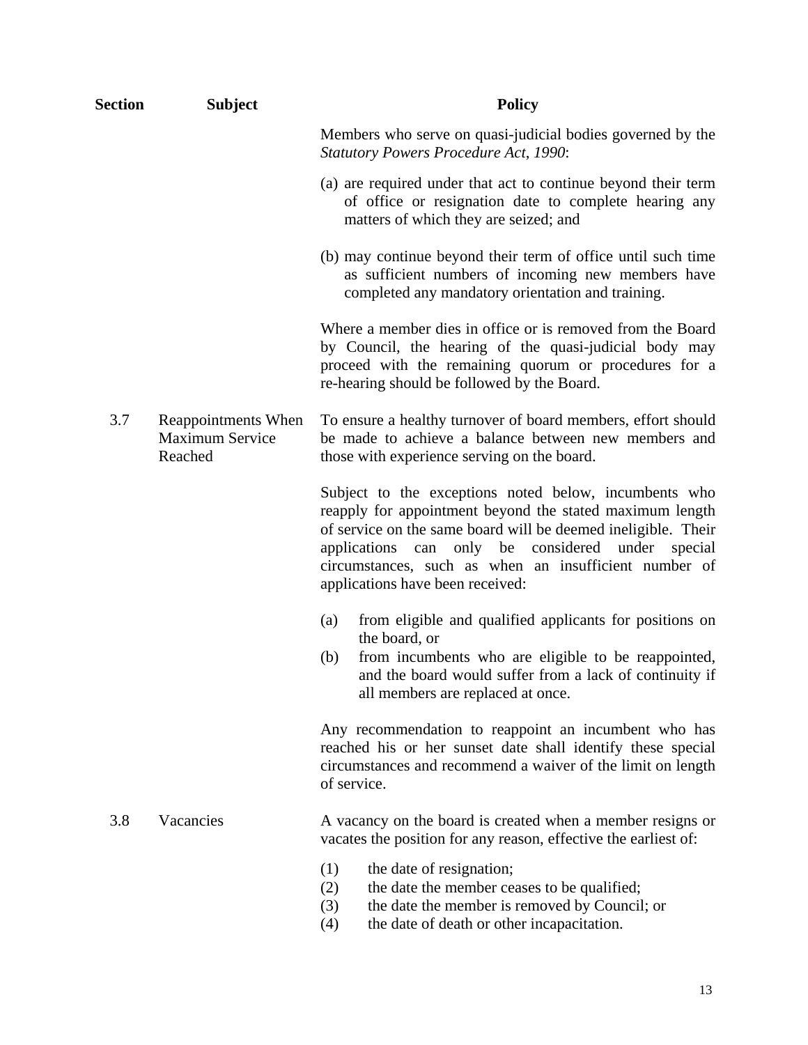| Section | Subject | Policy |
|---|---|---|
| | | Members who serve on quasi-judicial bodies governed by the *Statutory Powers Procedure Act, 1990*:<br><br>(a) are required under that act to continue beyond their term of office or resignation date to complete hearing any matters of which they are seized; and<br><br>(b) may continue beyond their term of office until such time as sufficient numbers of incoming new members have completed any mandatory orientation and training.<br><br>Where a member dies in office or is removed from the Board by Council, the hearing of the quasi-judicial body may proceed with the remaining quorum or procedures for a re-hearing should be followed by the Board. |
| 3.7 | Reappointments When Maximum Service Reached | To ensure a healthy turnover of board members, effort should be made to achieve a balance between new members and those with experience serving on the board.<br><br>Subject to the exceptions noted below, incumbents who reapply for appointment beyond the stated maximum length of service on the same board will be deemed ineligible. Their applications can only be considered under special circumstances, such as when an insufficient number of applications have been received:<br><br>(a) from eligible and qualified applicants for positions on the board, or<br>(b) from incumbents who are eligible to be reappointed, and the board would suffer from a lack of continuity if all members are replaced at once.<br><br>Any recommendation to reappoint an incumbent who has reached his or her sunset date shall identify these special circumstances and recommend a waiver of the limit on length of service. |
| 3.8 | Vacancies | A vacancy on the board is created when a member resigns or vacates the position for any reason, effective the earliest of:<br><br>(1) the date of resignation;<br>(2) the date the member ceases to be qualified;<br>(3) the date the member is removed by Council; or<br>(4) the date of death or other incapacitation. |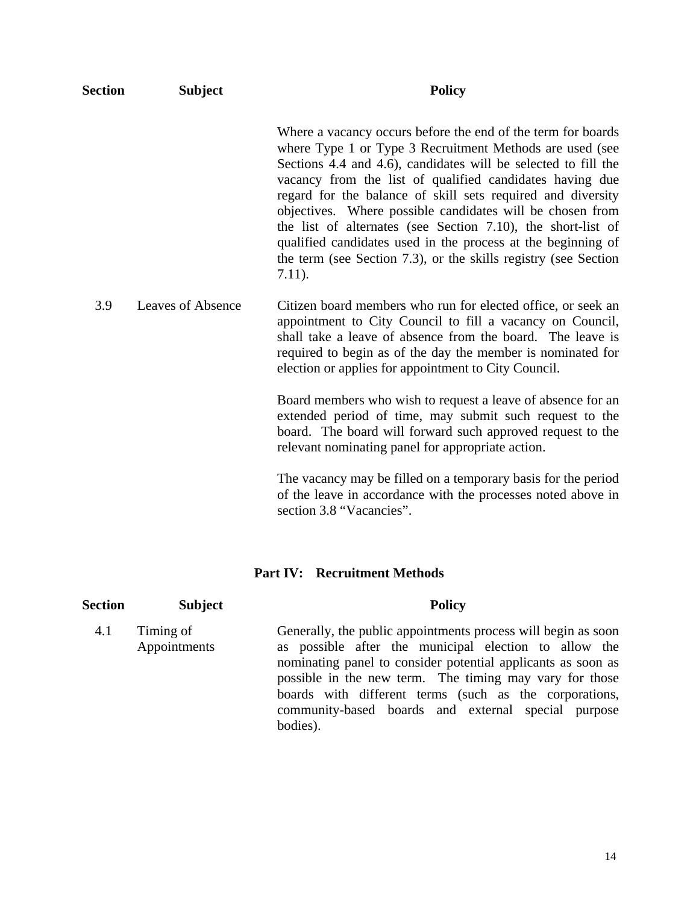| Section | Subject | Policy |
|---|---|---|
| | | Where a vacancy occurs before the end of the term for boards where Type 1 or Type 3 Recruitment Methods are used (see Sections 4.4 and 4.6), candidates will be selected to fill the vacancy from the list of qualified candidates having due regard for the balance of skill sets required and diversity objectives. Where possible candidates will be chosen from the list of alternates (see Section 7.10), the short-list of qualified candidates used in the process at the beginning of the term (see Section 7.3), or the skills registry (see Section 7.11). |
| 3.9 | Leaves of Absence | Citizen board members who run for elected office, or seek an appointment to City Council to fill a vacancy on Council, shall take a leave of absence from the board. The leave is required to begin as of the day the member is nominated for election or applies for appointment to City Council.<br><br>Board members who wish to request a leave of absence for an extended period of time, may submit such request to the board. The board will forward such approved request to the relevant nominating panel for appropriate action.<br><br>The vacancy may be filled on a temporary basis for the period of the leave in accordance with the processes noted above in section 3.8 "Vacancies". |

## Part IV: Recruitment Methods

| Section | Subject | Policy |
|---|---|---|
| 4.1 | Timing of Appointments | Generally, the public appointments process will begin as soon as possible after the municipal election to allow the nominating panel to consider potential applicants as soon as possible in the new term. The timing may vary for those boards with different terms (such as the corporations, community-based boards and external special purpose bodies). |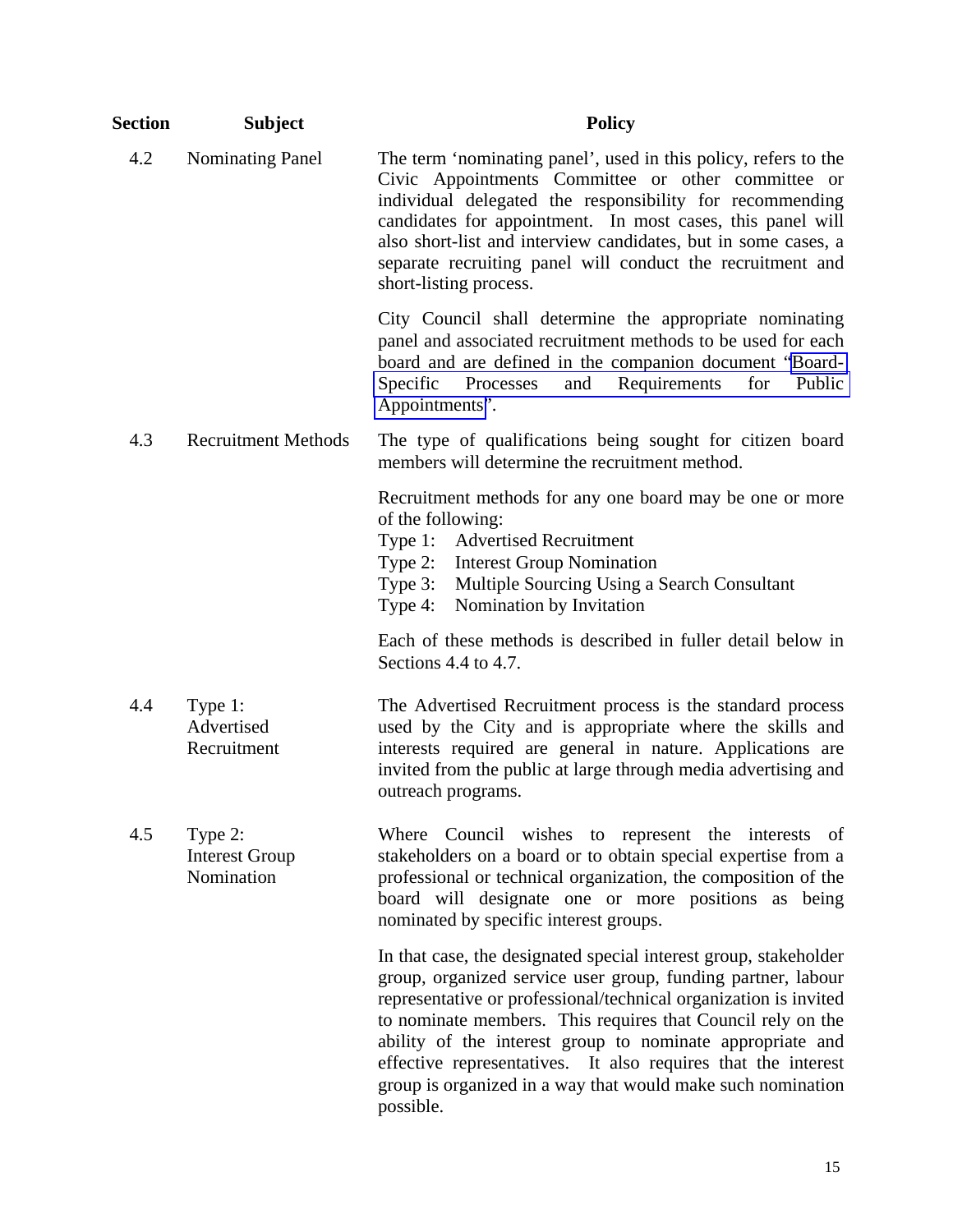| Section | Subject | Policy |
|---|---|---|
| 4.2 | Nominating Panel | The term 'nominating panel', used in this policy, refers to the Civic Appointments Committee or other committee or individual delegated the responsibility for recommending candidates for appointment. In most cases, this panel will also short-list and interview candidates, but in some cases, a separate recruiting panel will conduct the recruitment and short-listing process.<br><br>City Council shall determine the appropriate nominating panel and associated recruitment methods to be used for each board and are defined in the companion document "Board-Specific Processes and Requirements for Public Appointments". |
| 4.3 | Recruitment Methods | The type of qualifications being sought for citizen board members will determine the recruitment method.<br><br>Recruitment methods for any one board may be one or more of the following:<br>Type 1: Advertised Recruitment<br>Type 2: Interest Group Nomination<br>Type 3: Multiple Sourcing Using a Search Consultant<br>Type 4: Nomination by Invitation<br><br>Each of these methods is described in fuller detail below in Sections 4.4 to 4.7. |
| 4.4 | Type 1: Advertised Recruitment | The Advertised Recruitment process is the standard process used by the City and is appropriate where the skills and interests required are general in nature. Applications are invited from the public at large through media advertising and outreach programs. |
| 4.5 | Type 2: Interest Group Nomination | Where Council wishes to represent the interests of stakeholders on a board or to obtain special expertise from a professional or technical organization, the composition of the board will designate one or more positions as being nominated by specific interest groups.<br><br>In that case, the designated special interest group, stakeholder group, organized service user group, funding partner, labour representative or professional/technical organization is invited to nominate members. This requires that Council rely on the ability of the interest group to nominate appropriate and effective representatives. It also requires that the interest group is organized in a way that would make such nomination possible. |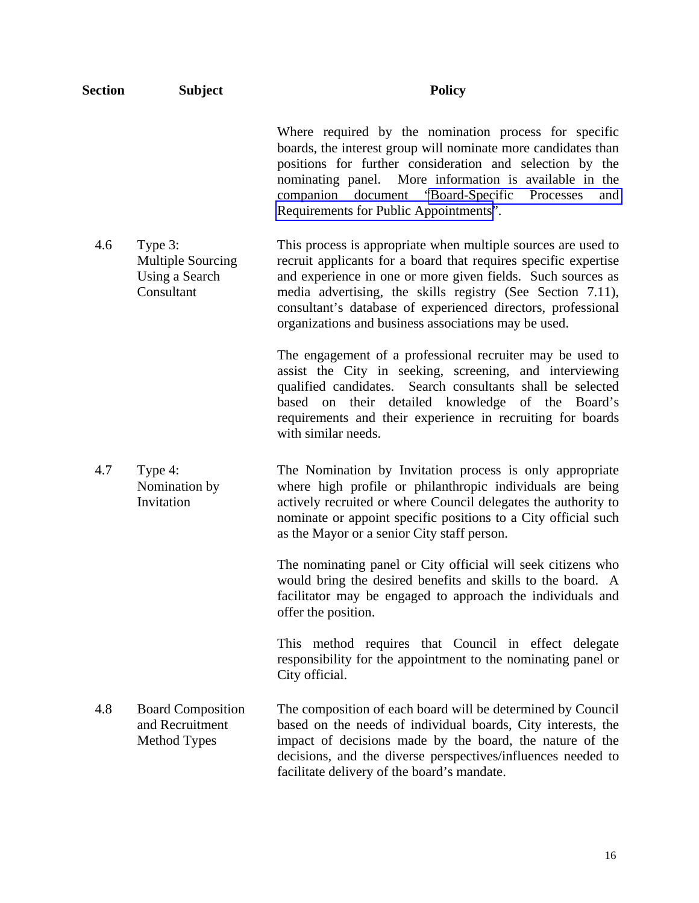| Section | Subject | Policy |
|---|---|---|
| | | Where required by the nomination process for specific boards, the interest group will nominate more candidates than positions for further consideration and selection by the nominating panel. More information is available in the companion document "Board-Specific Processes and Requirements for Public Appointments". |
| 4.6 | Type 3: Multiple Sourcing Using a Search Consultant | This process is appropriate when multiple sources are used to recruit applicants for a board that requires specific expertise and experience in one or more given fields. Such sources as media advertising, the skills registry (See Section 7.11), consultant's database of experienced directors, professional organizations and business associations may be used.<br><br>The engagement of a professional recruiter may be used to assist the City in seeking, screening, and interviewing qualified candidates. Search consultants shall be selected based on their detailed knowledge of the Board's requirements and their experience in recruiting for boards with similar needs. |
| 4.7 | Type 4: Nomination by Invitation | The Nomination by Invitation process is only appropriate where high profile or philanthropic individuals are being actively recruited or where Council delegates the authority to nominate or appoint specific positions to a City official such as the Mayor or a senior City staff person.<br><br>The nominating panel or City official will seek citizens who would bring the desired benefits and skills to the board. A facilitator may be engaged to approach the individuals and offer the position.<br><br>This method requires that Council in effect delegate responsibility for the appointment to the nominating panel or City official. |
| 4.8 | Board Composition and Recruitment Method Types | The composition of each board will be determined by Council based on the needs of individual boards, City interests, the impact of decisions made by the board, the nature of the decisions, and the diverse perspectives/influences needed to facilitate delivery of the board's mandate. |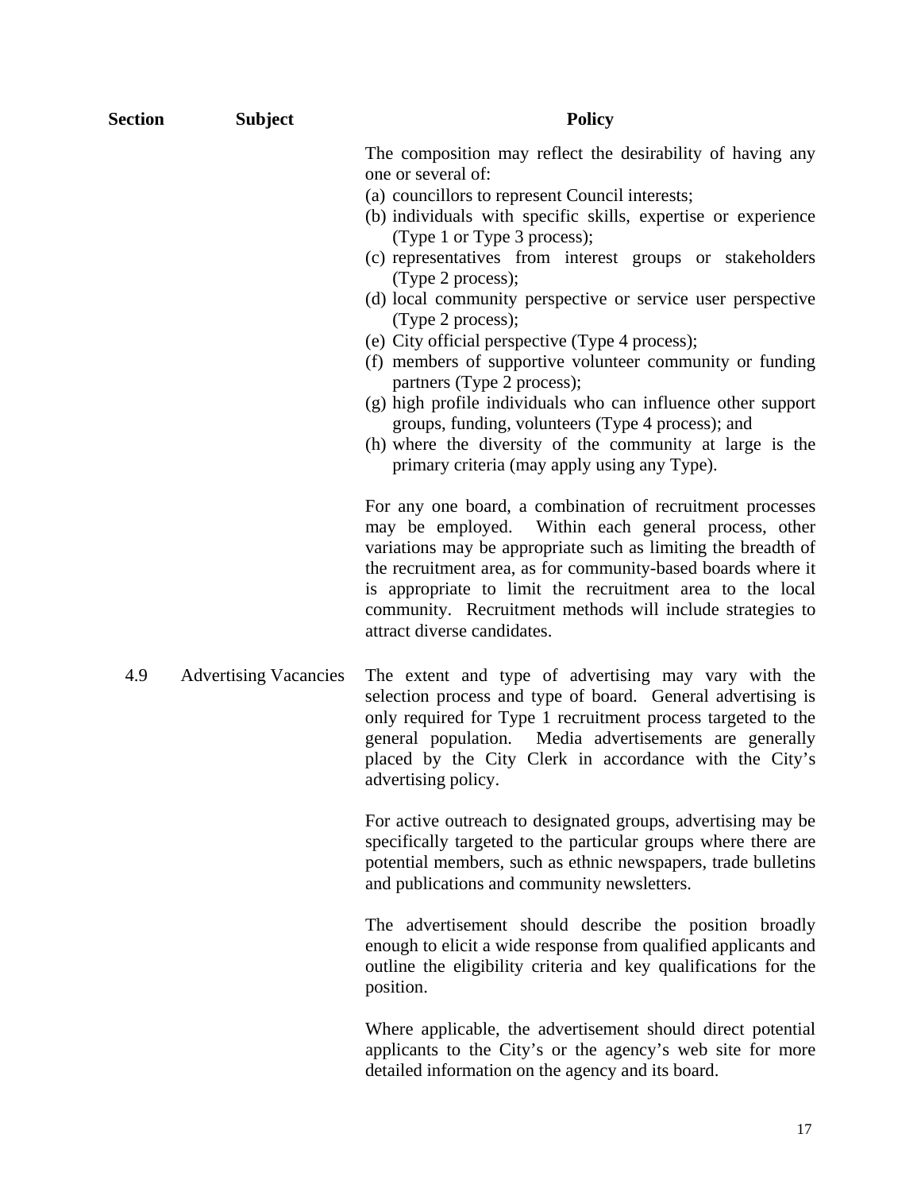| Section | Subject | Policy |
|---|---|---|
| | | The composition may reflect the desirability of having any one or several of:<br>(a) councillors to represent Council interests;<br>(b) individuals with specific skills, expertise or experience (Type 1 or Type 3 process);<br>(c) representatives from interest groups or stakeholders (Type 2 process);<br>(d) local community perspective or service user perspective (Type 2 process);<br>(e) City official perspective (Type 4 process);<br>(f) members of supportive volunteer community or funding partners (Type 2 process);<br>(g) high profile individuals who can influence other support groups, funding, volunteers (Type 4 process); and<br>(h) where the diversity of the community at large is the primary criteria (may apply using any Type). |
| | | For any one board, a combination of recruitment processes may be employed. Within each general process, other variations may be appropriate such as limiting the breadth of the recruitment area, as for community-based boards where it is appropriate to limit the recruitment area to the local community. Recruitment methods will include strategies to attract diverse candidates. |
| 4.9 | Advertising Vacancies | The extent and type of advertising may vary with the selection process and type of board. General advertising is only required for Type 1 recruitment process targeted to the general population. Media advertisements are generally placed by the City Clerk in accordance with the City's advertising policy. |
| | | For active outreach to designated groups, advertising may be specifically targeted to the particular groups where there are potential members, such as ethnic newspapers, trade bulletins and publications and community newsletters. |
| | | The advertisement should describe the position broadly enough to elicit a wide response from qualified applicants and outline the eligibility criteria and key qualifications for the position. |
| | | Where applicable, the advertisement should direct potential applicants to the City's or the agency's web site for more detailed information on the agency and its board. |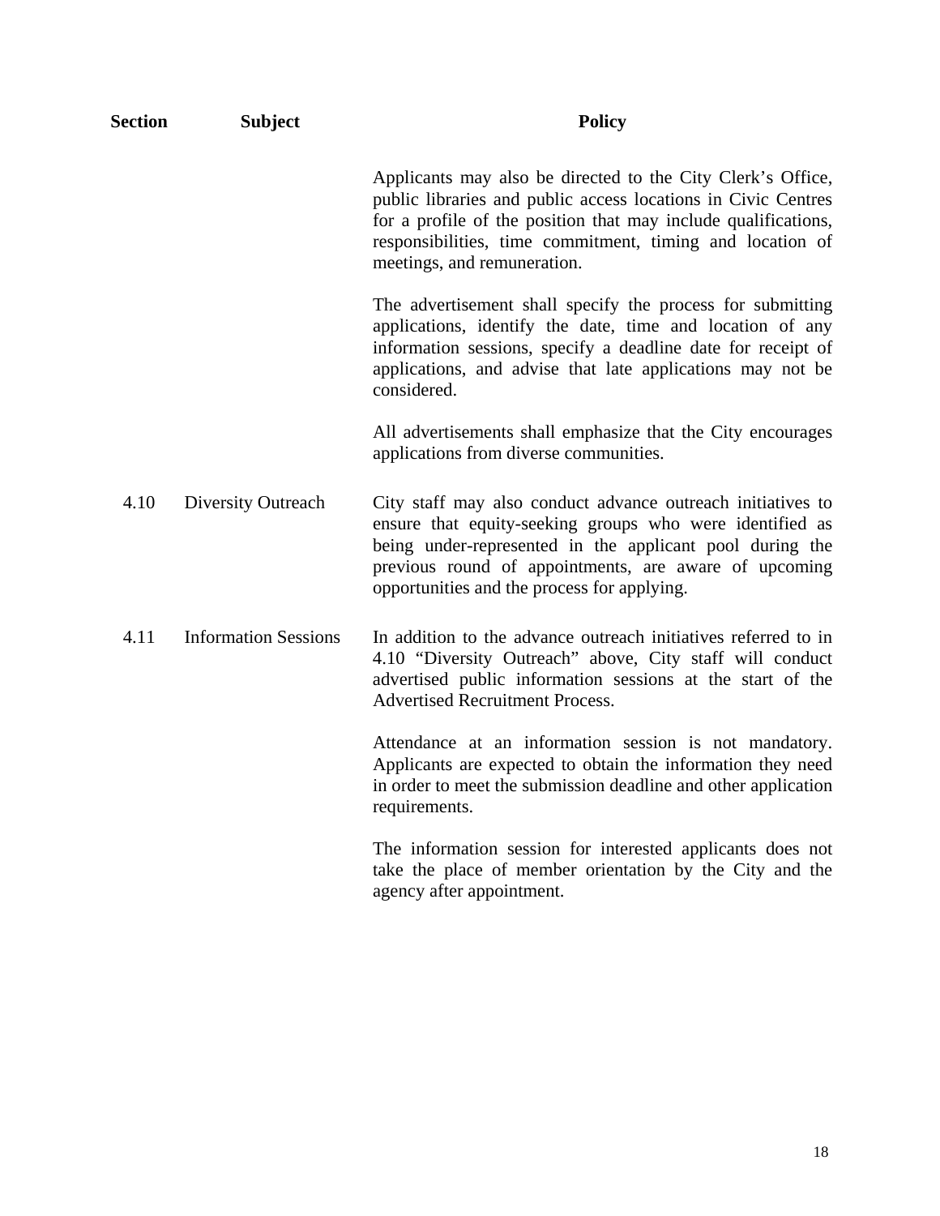| Section | Subject | Policy |
|---|---|---|
| | | Applicants may also be directed to the City Clerk's Office, public libraries and public access locations in Civic Centres for a profile of the position that may include qualifications, responsibilities, time commitment, timing and location of meetings, and remuneration. |
| | | The advertisement shall specify the process for submitting applications, identify the date, time and location of any information sessions, specify a deadline date for receipt of applications, and advise that late applications may not be considered. |
| | | All advertisements shall emphasize that the City encourages applications from diverse communities. |
| 4.10 | Diversity Outreach | City staff may also conduct advance outreach initiatives to ensure that equity-seeking groups who were identified as being under-represented in the applicant pool during the previous round of appointments, are aware of upcoming opportunities and the process for applying. |
| 4.11 | Information Sessions | In addition to the advance outreach initiatives referred to in 4.10 "Diversity Outreach" above, City staff will conduct advertised public information sessions at the start of the Advertised Recruitment Process. |
| | | Attendance at an information session is not mandatory. Applicants are expected to obtain the information they need in order to meet the submission deadline and other application requirements. |
| | | The information session for interested applicants does not take the place of member orientation by the City and the agency after appointment. |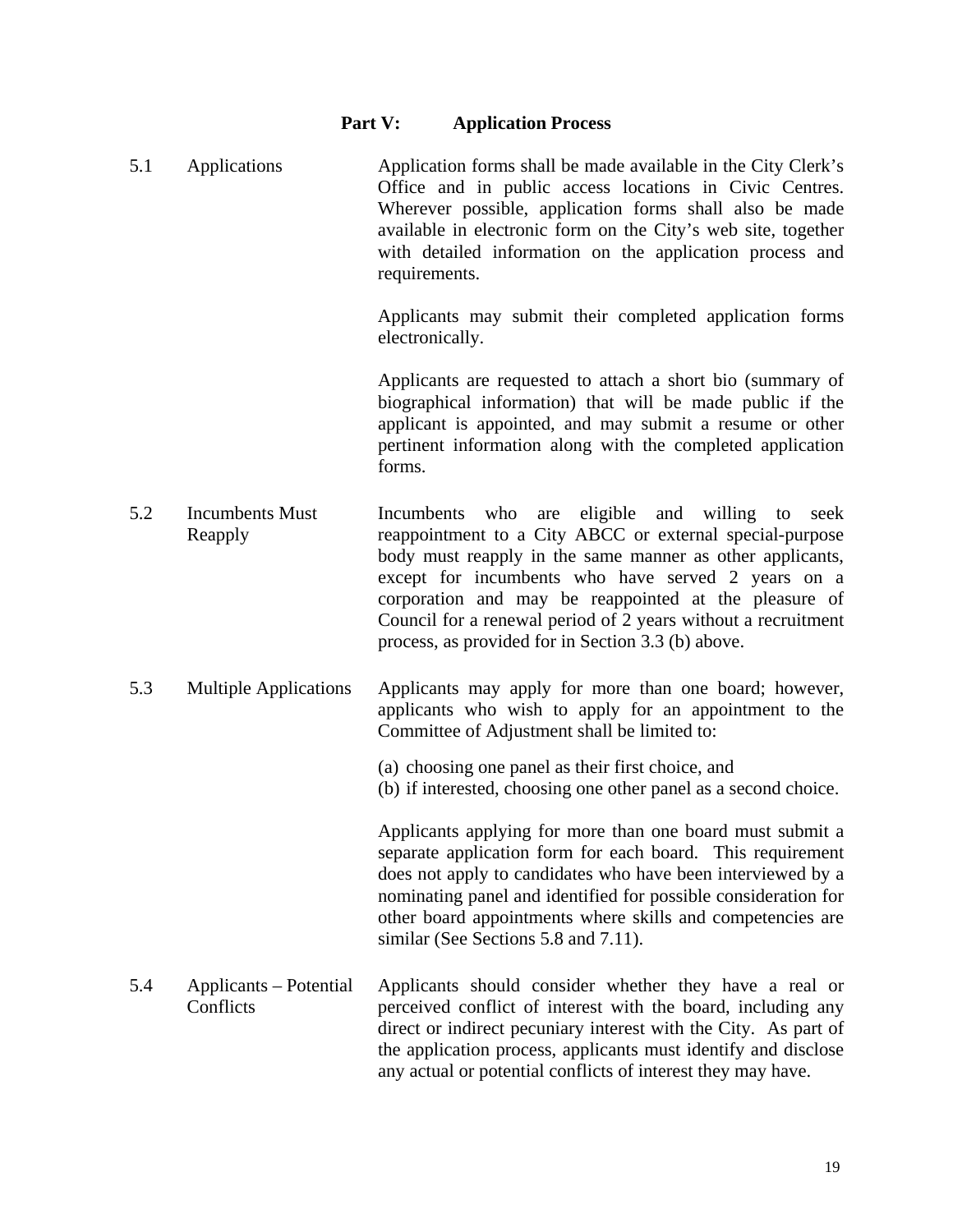## Part V: Application Process

**5.1 Applications**

Application forms shall be made available in the City Clerk's Office and in public access locations in Civic Centres. Wherever possible, application forms shall also be made available in electronic form on the City's web site, together with detailed information on the application process and requirements.

Applicants may submit their completed application forms electronically.

Applicants are requested to attach a short bio (summary of biographical information) that will be made public if the applicant is appointed, and may submit a resume or other pertinent information along with the completed application forms.

**5.2 Incumbents Must Reapply**

Incumbents who are eligible and willing to seek reappointment to a City ABCC or external special-purpose body must reapply in the same manner as other applicants, except for incumbents who have served 2 years on a corporation and may be reappointed at the pleasure of Council for a renewal period of 2 years without a recruitment process, as provided for in Section 3.3 (b) above.

**5.3 Multiple Applications**

Applicants may apply for more than one board; however, applicants who wish to apply for an appointment to the Committee of Adjustment shall be limited to:

(a) choosing one panel as their first choice, and
(b) if interested, choosing one other panel as a second choice.

Applicants applying for more than one board must submit a separate application form for each board. This requirement does not apply to candidates who have been interviewed by a nominating panel and identified for possible consideration for other board appointments where skills and competencies are similar (See Sections 5.8 and 7.11).

**5.4 Applicants – Potential Conflicts**

Applicants should consider whether they have a real or perceived conflict of interest with the board, including any direct or indirect pecuniary interest with the City. As part of the application process, applicants must identify and disclose any actual or potential conflicts of interest they may have.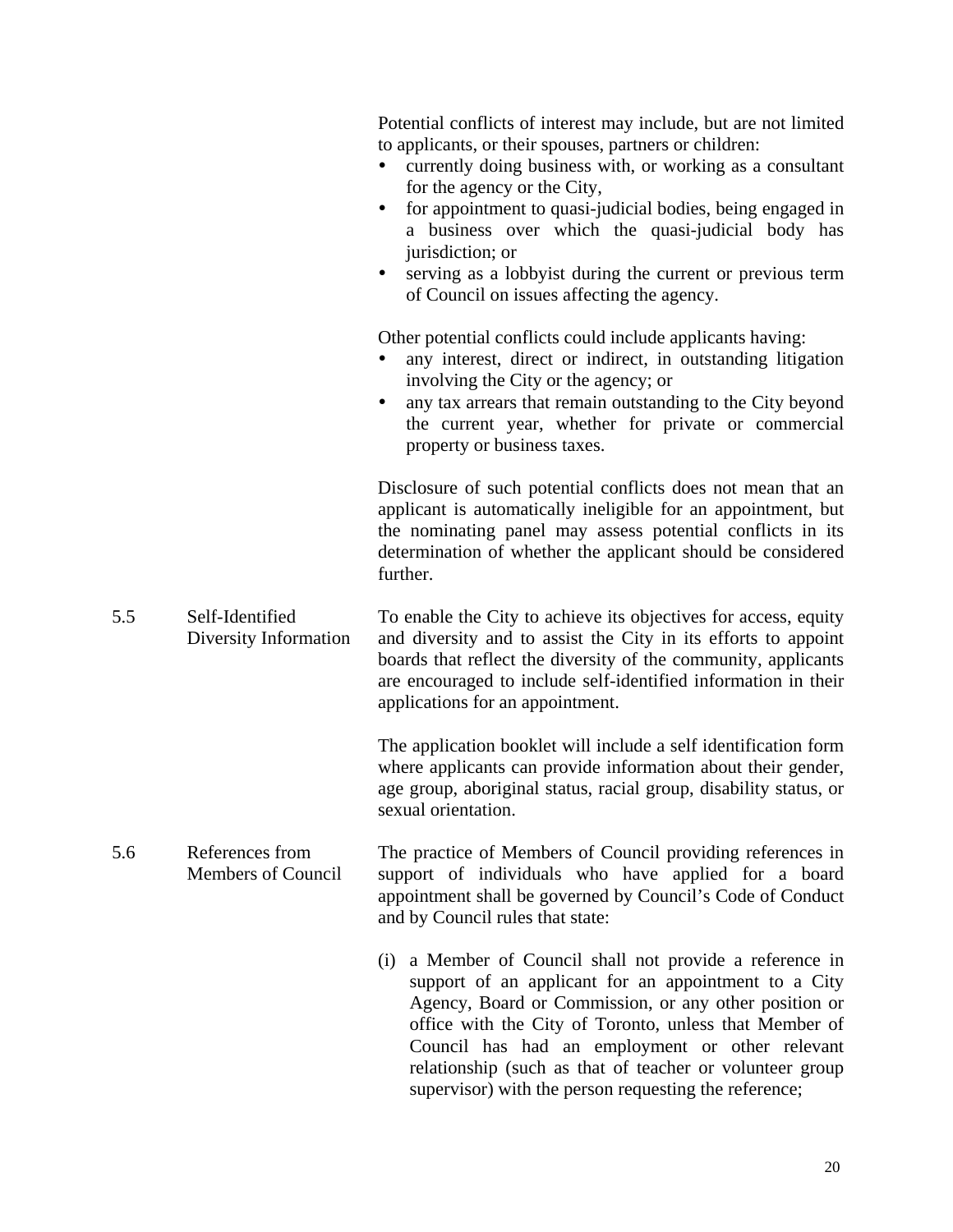Potential conflicts of interest may include, but are not limited to applicants, or their spouses, partners or children:

- currently doing business with, or working as a consultant for the agency or the City,
- for appointment to quasi-judicial bodies, being engaged in a business over which the quasi-judicial body has jurisdiction; or
- serving as a lobbyist during the current or previous term of Council on issues affecting the agency.

Other potential conflicts could include applicants having:

- any interest, direct or indirect, in outstanding litigation involving the City or the agency; or
- any tax arrears that remain outstanding to the City beyond the current year, whether for private or commercial property or business taxes.

Disclosure of such potential conflicts does not mean that an applicant is automatically ineligible for an appointment, but the nominating panel may assess potential conflicts in its determination of whether the applicant should be considered further.

### 5.5 Self-Identified Diversity Information

To enable the City to achieve its objectives for access, equity and diversity and to assist the City in its efforts to appoint boards that reflect the diversity of the community, applicants are encouraged to include self-identified information in their applications for an appointment.

The application booklet will include a self identification form where applicants can provide information about their gender, age group, aboriginal status, racial group, disability status, or sexual orientation.

### 5.6 References from Members of Council

The practice of Members of Council providing references in support of individuals who have applied for a board appointment shall be governed by Council's Code of Conduct and by Council rules that state:

(i) a Member of Council shall not provide a reference in support of an applicant for an appointment to a City Agency, Board or Commission, or any other position or office with the City of Toronto, unless that Member of Council has had an employment or other relevant relationship (such as that of teacher or volunteer group supervisor) with the person requesting the reference;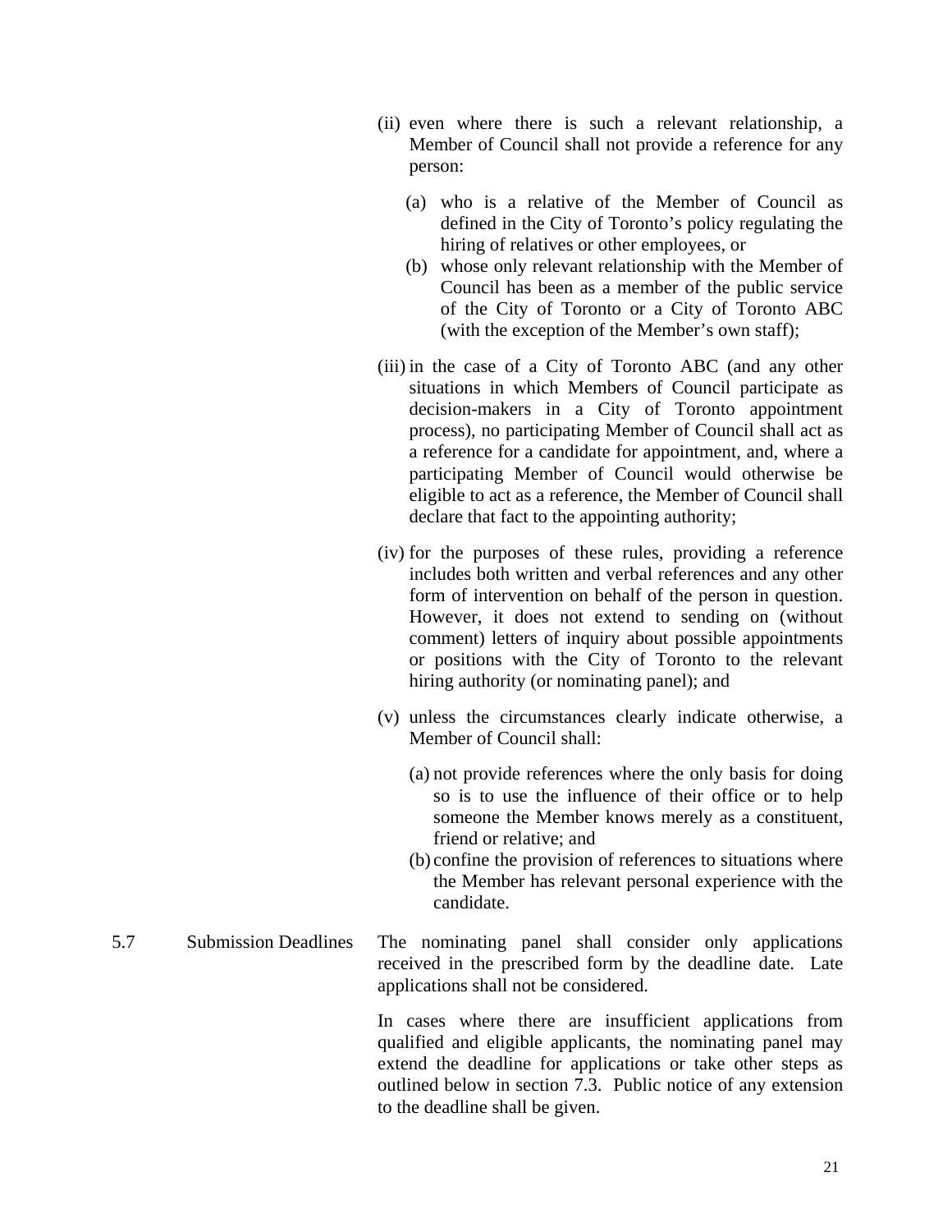(ii) even where there is such a relevant relationship, a Member of Council shall not provide a reference for any person:

   (a) who is a relative of the Member of Council as defined in the City of Toronto's policy regulating the hiring of relatives or other employees, or
   (b) whose only relevant relationship with the Member of Council has been as a member of the public service of the City of Toronto or a City of Toronto ABC (with the exception of the Member's own staff);

(iii) in the case of a City of Toronto ABC (and any other situations in which Members of Council participate as decision-makers in a City of Toronto appointment process), no participating Member of Council shall act as a reference for a candidate for appointment, and, where a participating Member of Council would otherwise be eligible to act as a reference, the Member of Council shall declare that fact to the appointing authority;

(iv) for the purposes of these rules, providing a reference includes both written and verbal references and any other form of intervention on behalf of the person in question. However, it does not extend to sending on (without comment) letters of inquiry about possible appointments or positions with the City of Toronto to the relevant hiring authority (or nominating panel); and

(v) unless the circumstances clearly indicate otherwise, a Member of Council shall:

   (a) not provide references where the only basis for doing so is to use the influence of their office or to help someone the Member knows merely as a constituent, friend or relative; and
   (b) confine the provision of references to situations where the Member has relevant personal experience with the candidate.

5.7 Submission Deadlines

The nominating panel shall consider only applications received in the prescribed form by the deadline date. Late applications shall not be considered.

In cases where there are insufficient applications from qualified and eligible applicants, the nominating panel may extend the deadline for applications or take other steps as outlined below in section 7.3. Public notice of any extension to the deadline shall be given.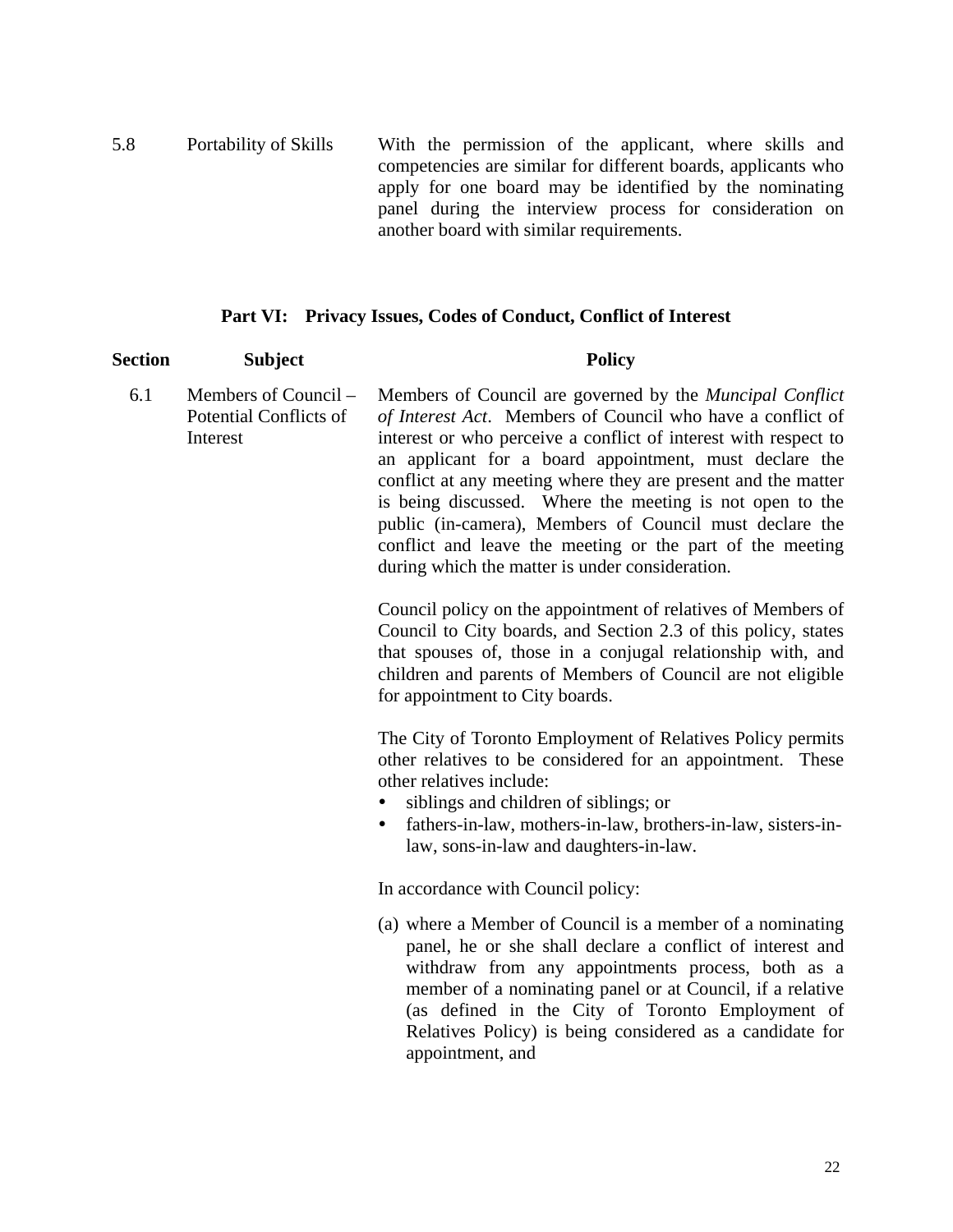| | | |
|---|---|---|
| 5.8 | Portability of Skills | With the permission of the applicant, where skills and competencies are similar for different boards, applicants who apply for one board may be identified by the nominating panel during the interview process for consideration on another board with similar requirements. |

## Part VI: Privacy Issues, Codes of Conduct, Conflict of Interest

| Section | Subject | Policy |
|---|---|---|
| 6.1 | Members of Council – Potential Conflicts of Interest | Members of Council are governed by the *Muncipal Conflict of Interest Act*. Members of Council who have a conflict of interest or who perceive a conflict of interest with respect to an applicant for a board appointment, must declare the conflict at any meeting where they are present and the matter is being discussed. Where the meeting is not open to the public (in-camera), Members of Council must declare the conflict and leave the meeting or the part of the meeting during which the matter is under consideration.<br><br>Council policy on the appointment of relatives of Members of Council to City boards, and Section 2.3 of this policy, states that spouses of, those in a conjugal relationship with, and children and parents of Members of Council are not eligible for appointment to City boards.<br><br>The City of Toronto Employment of Relatives Policy permits other relatives to be considered for an appointment. These other relatives include:<br>• siblings and children of siblings; or<br>• fathers-in-law, mothers-in-law, brothers-in-law, sisters-in-law, sons-in-law and daughters-in-law.<br><br>In accordance with Council policy:<br><br>(a) where a Member of Council is a member of a nominating panel, he or she shall declare a conflict of interest and withdraw from any appointments process, both as a member of a nominating panel or at Council, if a relative (as defined in the City of Toronto Employment of Relatives Policy) is being considered as a candidate for appointment, and |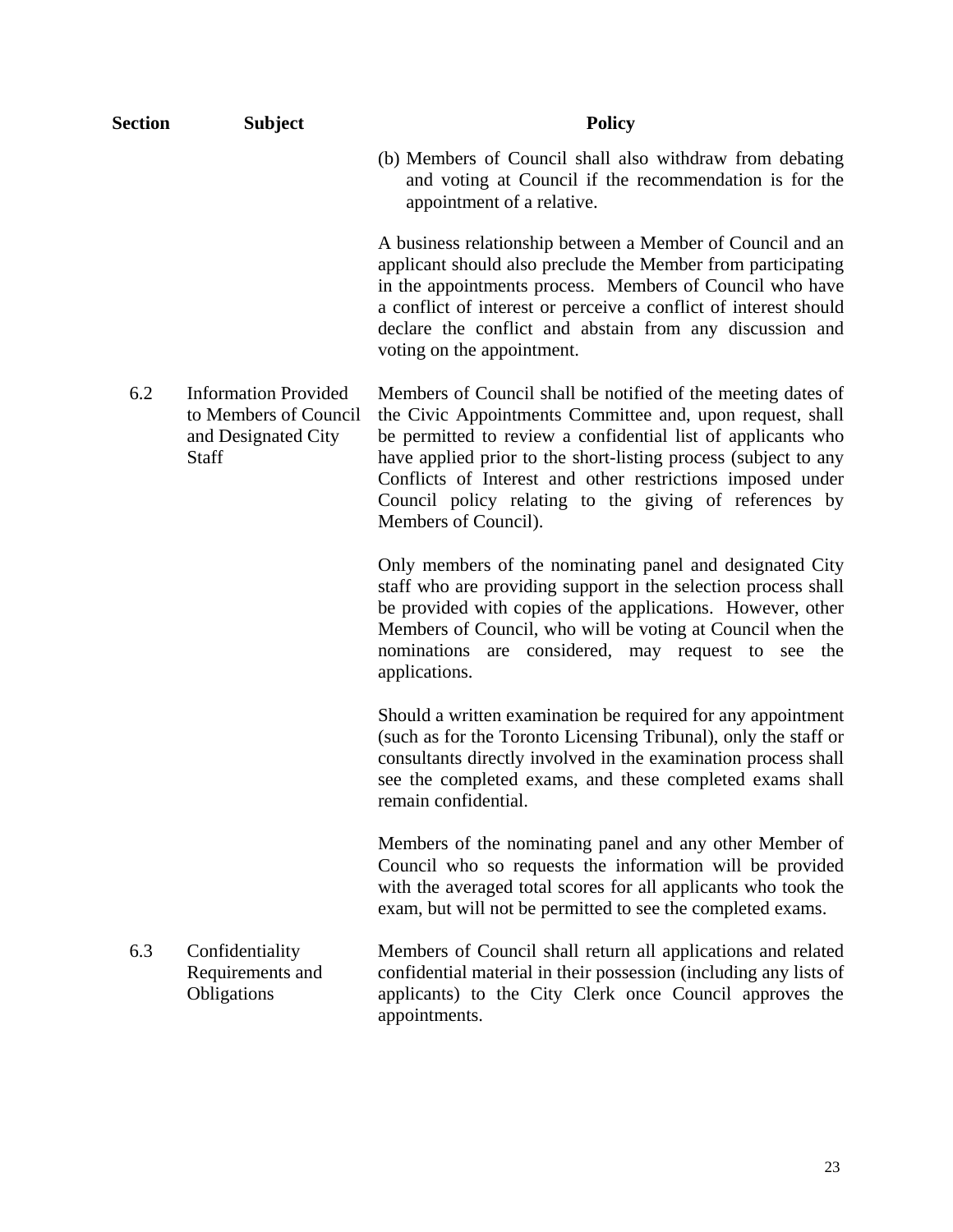| Section | Subject | Policy |
| --- | --- | --- |
| | | (b) Members of Council shall also withdraw from debating and voting at Council if the recommendation is for the appointment of a relative.<br><br>A business relationship between a Member of Council and an applicant should also preclude the Member from participating in the appointments process. Members of Council who have a conflict of interest or perceive a conflict of interest should declare the conflict and abstain from any discussion and voting on the appointment. |
| 6.2 | Information Provided to Members of Council and Designated City Staff | Members of Council shall be notified of the meeting dates of the Civic Appointments Committee and, upon request, shall be permitted to review a confidential list of applicants who have applied prior to the short-listing process (subject to any Conflicts of Interest and other restrictions imposed under Council policy relating to the giving of references by Members of Council).<br><br>Only members of the nominating panel and designated City staff who are providing support in the selection process shall be provided with copies of the applications. However, other Members of Council, who will be voting at Council when the nominations are considered, may request to see the applications.<br><br>Should a written examination be required for any appointment (such as for the Toronto Licensing Tribunal), only the staff or consultants directly involved in the examination process shall see the completed exams, and these completed exams shall remain confidential.<br><br>Members of the nominating panel and any other Member of Council who so requests the information will be provided with the averaged total scores for all applicants who took the exam, but will not be permitted to see the completed exams. |
| 6.3 | Confidentiality Requirements and Obligations | Members of Council shall return all applications and related confidential material in their possession (including any lists of applicants) to the City Clerk once Council approves the appointments. |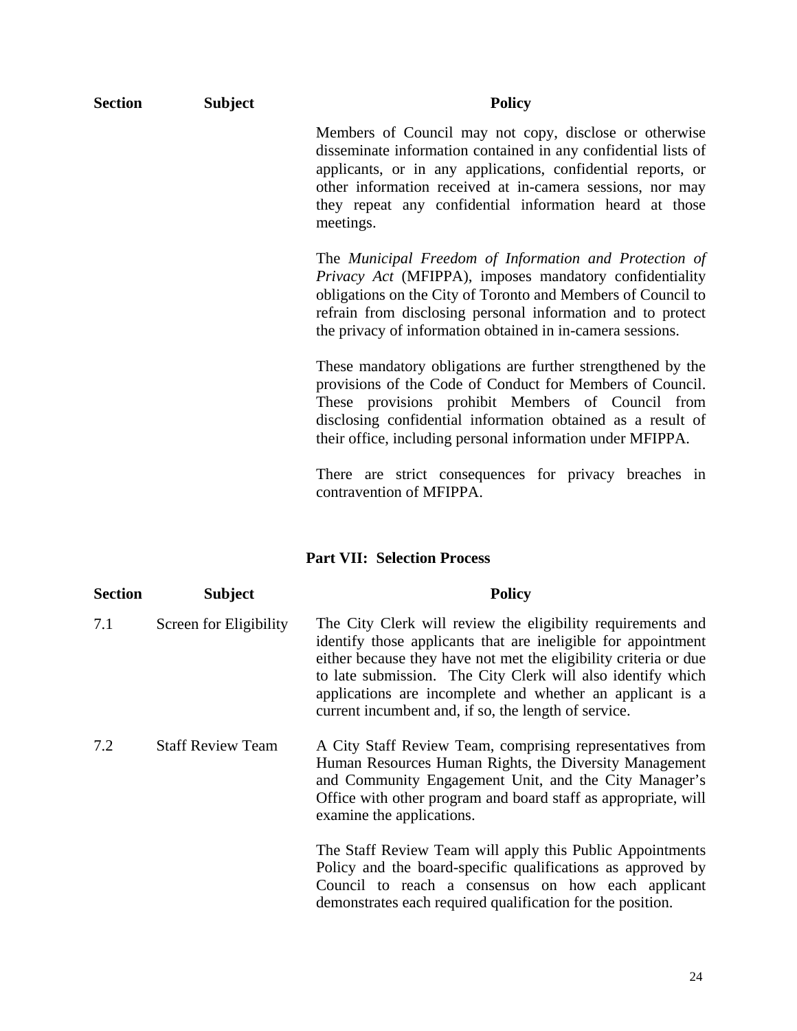| Section | Subject | Policy |
|---|---|---|
| | | Members of Council may not copy, disclose or otherwise disseminate information contained in any confidential lists of applicants, or in any applications, confidential reports, or other information received at in-camera sessions, nor may they repeat any confidential information heard at those meetings.<br><br>The *Municipal Freedom of Information and Protection of Privacy Act* (MFIPPA), imposes mandatory confidentiality obligations on the City of Toronto and Members of Council to refrain from disclosing personal information and to protect the privacy of information obtained in in-camera sessions.<br><br>These mandatory obligations are further strengthened by the provisions of the Code of Conduct for Members of Council. These provisions prohibit Members of Council from disclosing confidential information obtained as a result of their office, including personal information under MFIPPA.<br><br>There are strict consequences for privacy breaches in contravention of MFIPPA. |

## Part VII: Selection Process

| Section | Subject | Policy |
|---|---|---|
| 7.1 | Screen for Eligibility | The City Clerk will review the eligibility requirements and identify those applicants that are ineligible for appointment either because they have not met the eligibility criteria or due to late submission. The City Clerk will also identify which applications are incomplete and whether an applicant is a current incumbent and, if so, the length of service. |
| 7.2 | Staff Review Team | A City Staff Review Team, comprising representatives from Human Resources Human Rights, the Diversity Management and Community Engagement Unit, and the City Manager's Office with other program and board staff as appropriate, will examine the applications.<br><br>The Staff Review Team will apply this Public Appointments Policy and the board-specific qualifications as approved by Council to reach a consensus on how each applicant demonstrates each required qualification for the position. |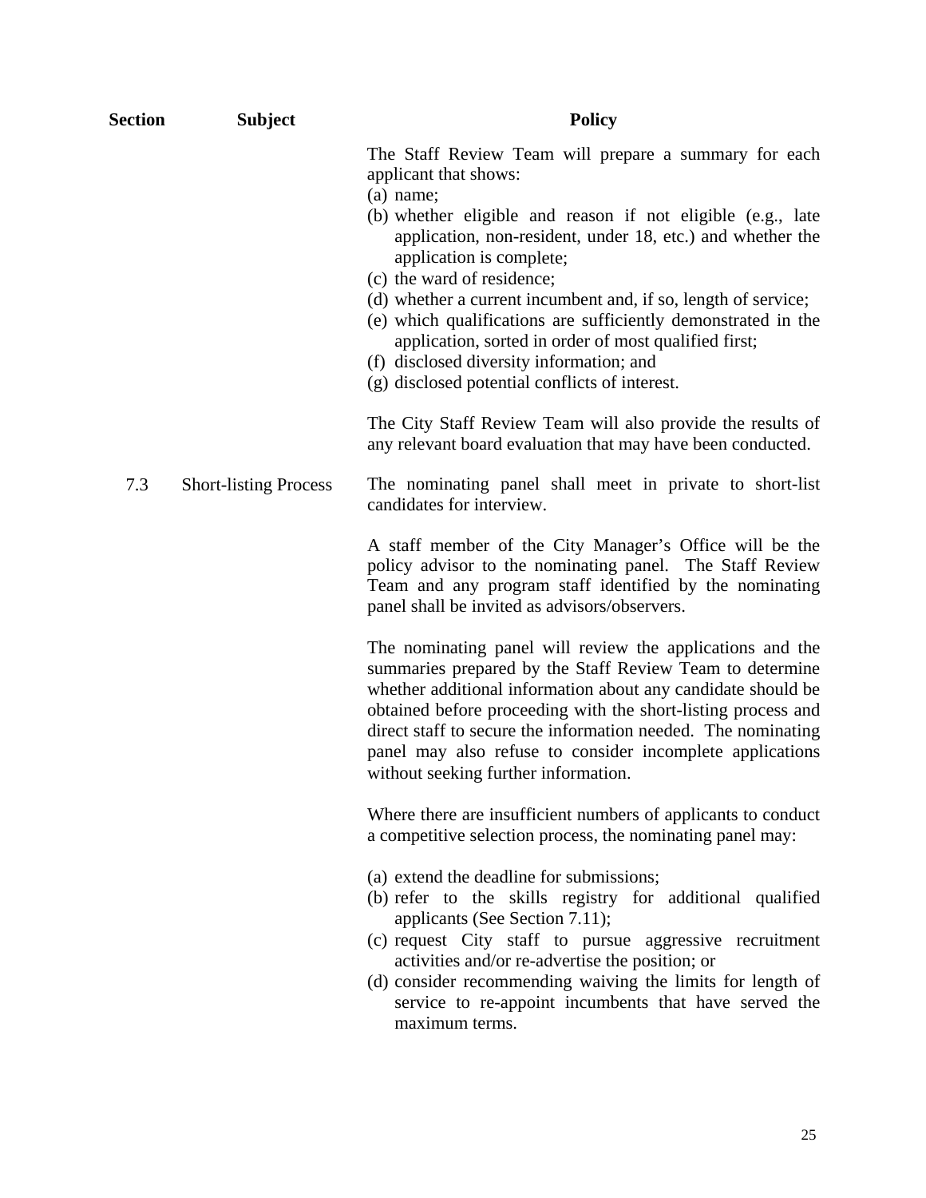| Section | Subject | Policy |
|---|---|---|
| | | The Staff Review Team will prepare a summary for each applicant that shows:<br>(a) name;<br>(b) whether eligible and reason if not eligible (e.g., late application, non-resident, under 18, etc.) and whether the application is complete;<br>(c) the ward of residence;<br>(d) whether a current incumbent and, if so, length of service;<br>(e) which qualifications are sufficiently demonstrated in the application, sorted in order of most qualified first;<br>(f) disclosed diversity information; and<br>(g) disclosed potential conflicts of interest.<br><br>The City Staff Review Team will also provide the results of any relevant board evaluation that may have been conducted. |
| 7.3 | Short-listing Process | The nominating panel shall meet in private to short-list candidates for interview.<br><br>A staff member of the City Manager's Office will be the policy advisor to the nominating panel. The Staff Review Team and any program staff identified by the nominating panel shall be invited as advisors/observers.<br><br>The nominating panel will review the applications and the summaries prepared by the Staff Review Team to determine whether additional information about any candidate should be obtained before proceeding with the short-listing process and direct staff to secure the information needed. The nominating panel may also refuse to consider incomplete applications without seeking further information.<br><br>Where there are insufficient numbers of applicants to conduct a competitive selection process, the nominating panel may:<br><br>(a) extend the deadline for submissions;<br>(b) refer to the skills registry for additional qualified applicants (See Section 7.11);<br>(c) request City staff to pursue aggressive recruitment activities and/or re-advertise the position; or<br>(d) consider recommending waiving the limits for length of service to re-appoint incumbents that have served the maximum terms. |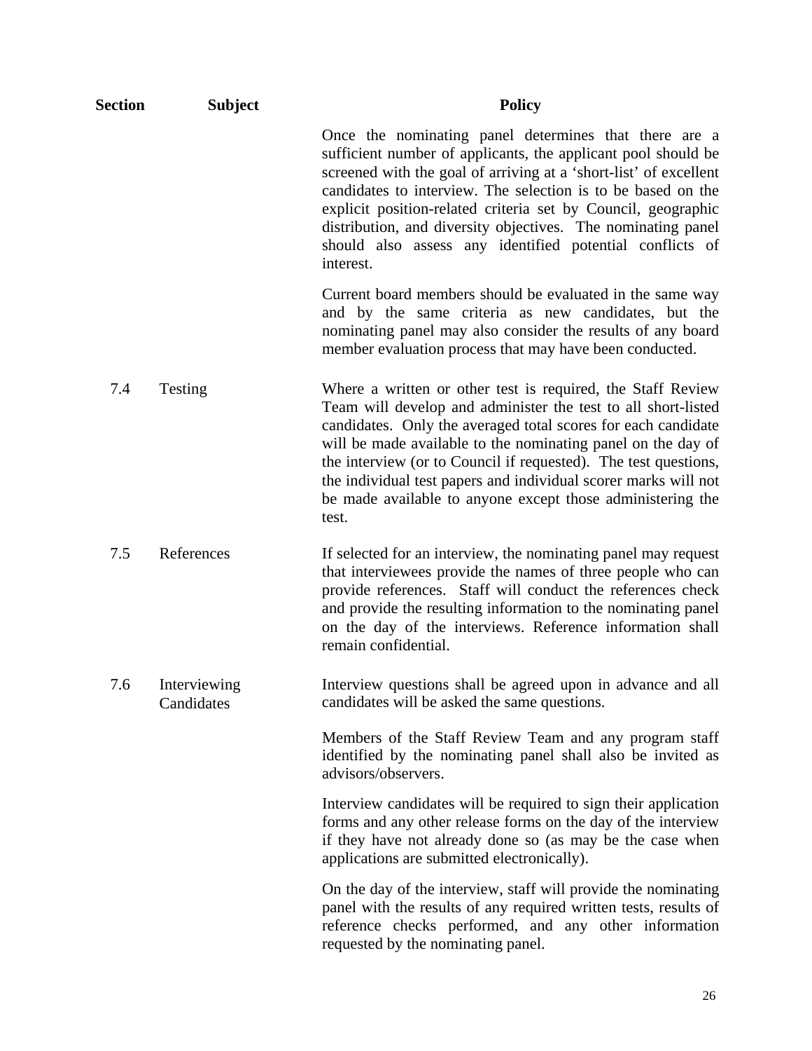| Section | Subject | Policy |
|---|---|---|
| | | Once the nominating panel determines that there are a sufficient number of applicants, the applicant pool should be screened with the goal of arriving at a 'short-list' of excellent candidates to interview. The selection is to be based on the explicit position-related criteria set by Council, geographic distribution, and diversity objectives. The nominating panel should also assess any identified potential conflicts of interest. |
| | | Current board members should be evaluated in the same way and by the same criteria as new candidates, but the nominating panel may also consider the results of any board member evaluation process that may have been conducted. |
| 7.4 | Testing | Where a written or other test is required, the Staff Review Team will develop and administer the test to all short-listed candidates. Only the averaged total scores for each candidate will be made available to the nominating panel on the day of the interview (or to Council if requested). The test questions, the individual test papers and individual scorer marks will not be made available to anyone except those administering the test. |
| 7.5 | References | If selected for an interview, the nominating panel may request that interviewees provide the names of three people who can provide references. Staff will conduct the references check and provide the resulting information to the nominating panel on the day of the interviews. Reference information shall remain confidential. |
| 7.6 | Interviewing Candidates | Interview questions shall be agreed upon in advance and all candidates will be asked the same questions. |
| | | Members of the Staff Review Team and any program staff identified by the nominating panel shall also be invited as advisors/observers. |
| | | Interview candidates will be required to sign their application forms and any other release forms on the day of the interview if they have not already done so (as may be the case when applications are submitted electronically). |
| | | On the day of the interview, staff will provide the nominating panel with the results of any required written tests, results of reference checks performed, and any other information requested by the nominating panel. |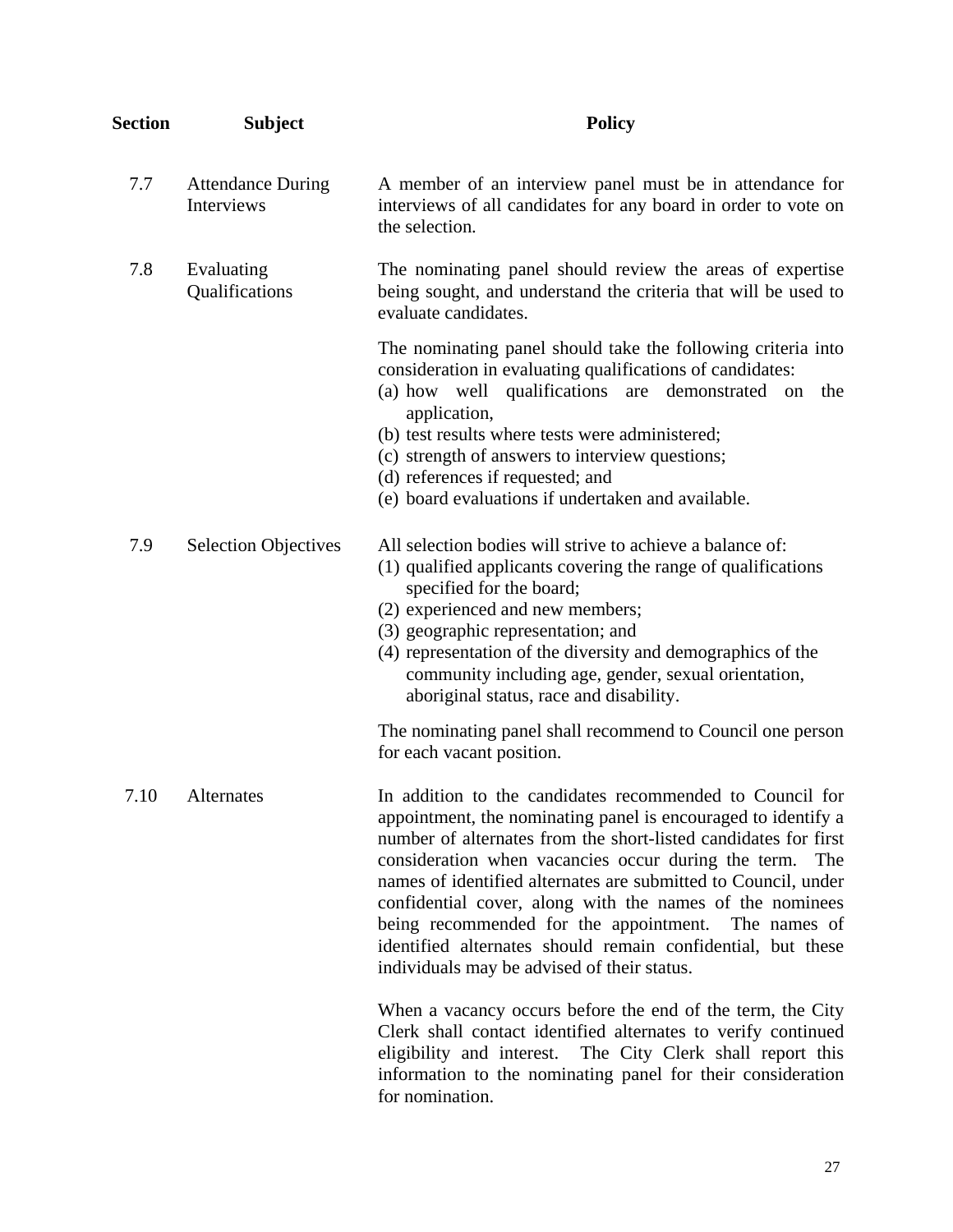| Section | Subject | Policy |
|---|---|---|
| 7.7 | Attendance During Interviews | A member of an interview panel must be in attendance for interviews of all candidates for any board in order to vote on the selection. |
| 7.8 | Evaluating Qualifications | The nominating panel should review the areas of expertise being sought, and understand the criteria that will be used to evaluate candidates.<br><br>The nominating panel should take the following criteria into consideration in evaluating qualifications of candidates:<br>(a) how well qualifications are demonstrated on the application,<br>(b) test results where tests were administered;<br>(c) strength of answers to interview questions;<br>(d) references if requested; and<br>(e) board evaluations if undertaken and available. |
| 7.9 | Selection Objectives | All selection bodies will strive to achieve a balance of:<br>(1) qualified applicants covering the range of qualifications specified for the board;<br>(2) experienced and new members;<br>(3) geographic representation; and<br>(4) representation of the diversity and demographics of the community including age, gender, sexual orientation, aboriginal status, race and disability.<br><br>The nominating panel shall recommend to Council one person for each vacant position. |
| 7.10 | Alternates | In addition to the candidates recommended to Council for appointment, the nominating panel is encouraged to identify a number of alternates from the short-listed candidates for first consideration when vacancies occur during the term. The names of identified alternates are submitted to Council, under confidential cover, along with the names of the nominees being recommended for the appointment. The names of identified alternates should remain confidential, but these individuals may be advised of their status.<br><br>When a vacancy occurs before the end of the term, the City Clerk shall contact identified alternates to verify continued eligibility and interest. The City Clerk shall report this information to the nominating panel for their consideration for nomination. |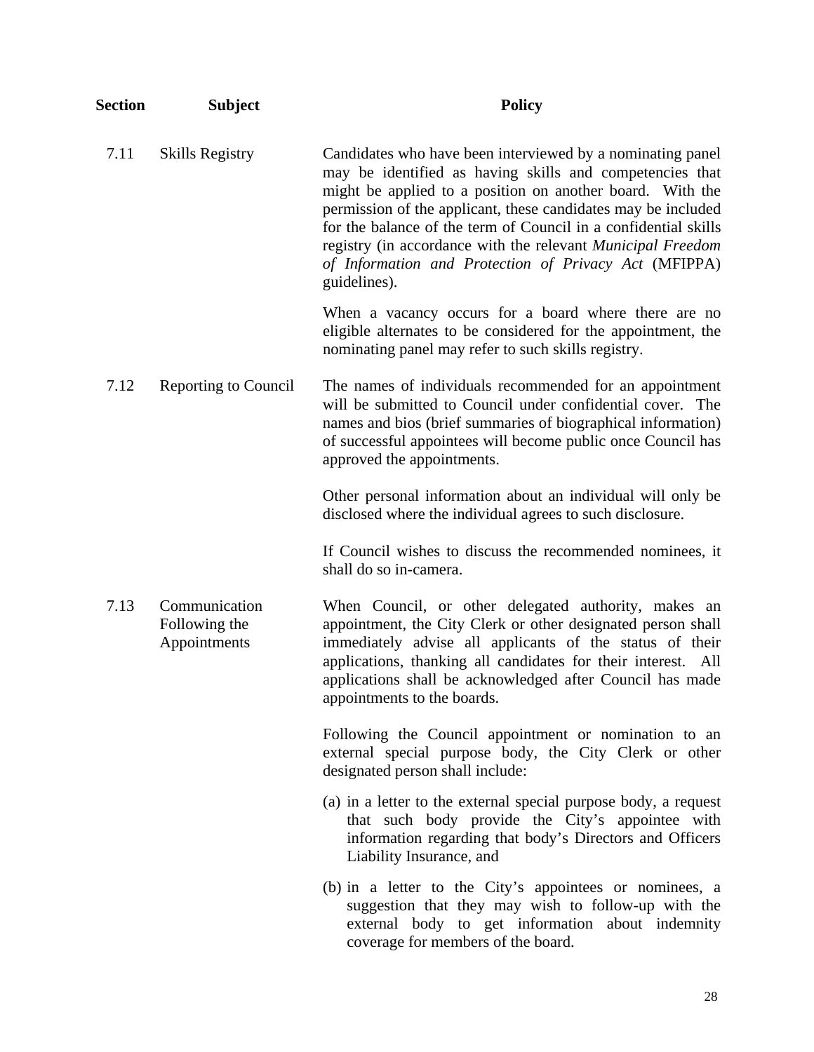| Section | Subject | Policy |
|---|---|---|
| 7.11 | Skills Registry | Candidates who have been interviewed by a nominating panel may be identified as having skills and competencies that might be applied to a position on another board. With the permission of the applicant, these candidates may be included for the balance of the term of Council in a confidential skills registry (in accordance with the relevant *Municipal Freedom of Information and Protection of Privacy Act* (MFIPPA) guidelines).<br><br>When a vacancy occurs for a board where there are no eligible alternates to be considered for the appointment, the nominating panel may refer to such skills registry. |
| 7.12 | Reporting to Council | The names of individuals recommended for an appointment will be submitted to Council under confidential cover. The names and bios (brief summaries of biographical information) of successful appointees will become public once Council has approved the appointments.<br><br>Other personal information about an individual will only be disclosed where the individual agrees to such disclosure.<br><br>If Council wishes to discuss the recommended nominees, it shall do so in-camera. |
| 7.13 | Communication Following the Appointments | When Council, or other delegated authority, makes an appointment, the City Clerk or other designated person shall immediately advise all applicants of the status of their applications, thanking all candidates for their interest. All applications shall be acknowledged after Council has made appointments to the boards.<br><br>Following the Council appointment or nomination to an external special purpose body, the City Clerk or other designated person shall include:<br><br>(a) in a letter to the external special purpose body, a request that such body provide the City's appointee with information regarding that body's Directors and Officers Liability Insurance, and<br><br>(b) in a letter to the City's appointees or nominees, a suggestion that they may wish to follow-up with the external body to get information about indemnity coverage for members of the board. |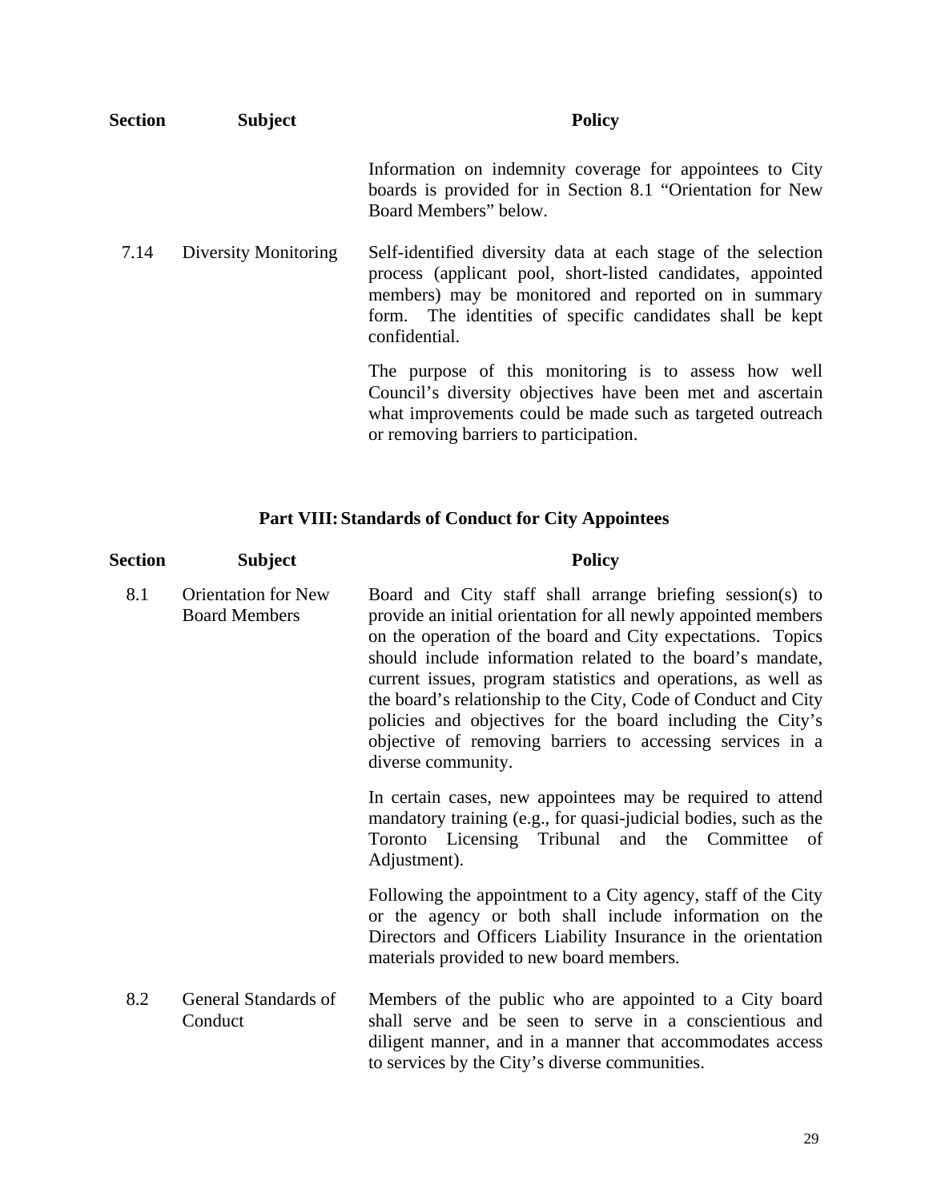| Section | Subject | Policy |
|---|---|---|
| | | Information on indemnity coverage for appointees to City boards is provided for in Section 8.1 "Orientation for New Board Members" below. |
| 7.14 | Diversity Monitoring | Self-identified diversity data at each stage of the selection process (applicant pool, short-listed candidates, appointed members) may be monitored and reported on in summary form. The identities of specific candidates shall be kept confidential.<br><br>The purpose of this monitoring is to assess how well Council's diversity objectives have been met and ascertain what improvements could be made such as targeted outreach or removing barriers to participation. |

## Part VIII: Standards of Conduct for City Appointees

| Section | Subject | Policy |
|---|---|---|
| 8.1 | Orientation for New Board Members | Board and City staff shall arrange briefing session(s) to provide an initial orientation for all newly appointed members on the operation of the board and City expectations. Topics should include information related to the board's mandate, current issues, program statistics and operations, as well as the board's relationship to the City, Code of Conduct and City policies and objectives for the board including the City's objective of removing barriers to accessing services in a diverse community.<br><br>In certain cases, new appointees may be required to attend mandatory training (e.g., for quasi-judicial bodies, such as the Toronto Licensing Tribunal and the Committee of Adjustment).<br><br>Following the appointment to a City agency, staff of the City or the agency or both shall include information on the Directors and Officers Liability Insurance in the orientation materials provided to new board members. |
| 8.2 | General Standards of Conduct | Members of the public who are appointed to a City board shall serve and be seen to serve in a conscientious and diligent manner, and in a manner that accommodates access to services by the City's diverse communities. |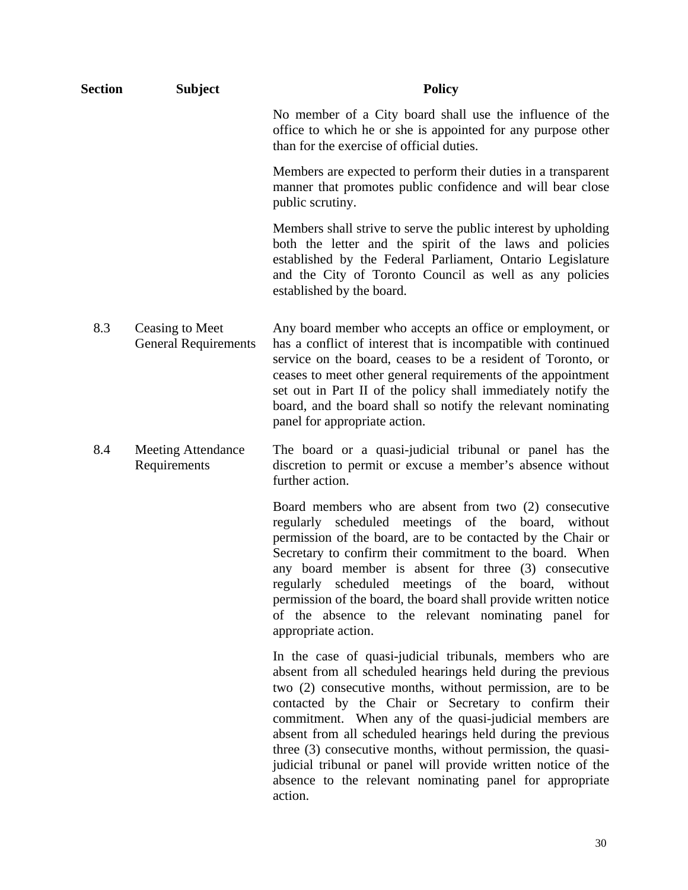| Section | Subject | Policy |
|---|---|---|
| | | No member of a City board shall use the influence of the office to which he or she is appointed for any purpose other than for the exercise of official duties. |
| | | Members are expected to perform their duties in a transparent manner that promotes public confidence and will bear close public scrutiny. |
| | | Members shall strive to serve the public interest by upholding both the letter and the spirit of the laws and policies established by the Federal Parliament, Ontario Legislature and the City of Toronto Council as well as any policies established by the board. |
| 8.3 | Ceasing to Meet General Requirements | Any board member who accepts an office or employment, or has a conflict of interest that is incompatible with continued service on the board, ceases to be a resident of Toronto, or ceases to meet other general requirements of the appointment set out in Part II of the policy shall immediately notify the board, and the board shall so notify the relevant nominating panel for appropriate action. |
| 8.4 | Meeting Attendance Requirements | The board or a quasi-judicial tribunal or panel has the discretion to permit or excuse a member's absence without further action. |
| | | Board members who are absent from two (2) consecutive regularly scheduled meetings of the board, without permission of the board, are to be contacted by the Chair or Secretary to confirm their commitment to the board. When any board member is absent for three (3) consecutive regularly scheduled meetings of the board, without permission of the board, the board shall provide written notice of the absence to the relevant nominating panel for appropriate action. |
| | | In the case of quasi-judicial tribunals, members who are absent from all scheduled hearings held during the previous two (2) consecutive months, without permission, are to be contacted by the Chair or Secretary to confirm their commitment. When any of the quasi-judicial members are absent from all scheduled hearings held during the previous three (3) consecutive months, without permission, the quasi-judicial tribunal or panel will provide written notice of the absence to the relevant nominating panel for appropriate action. |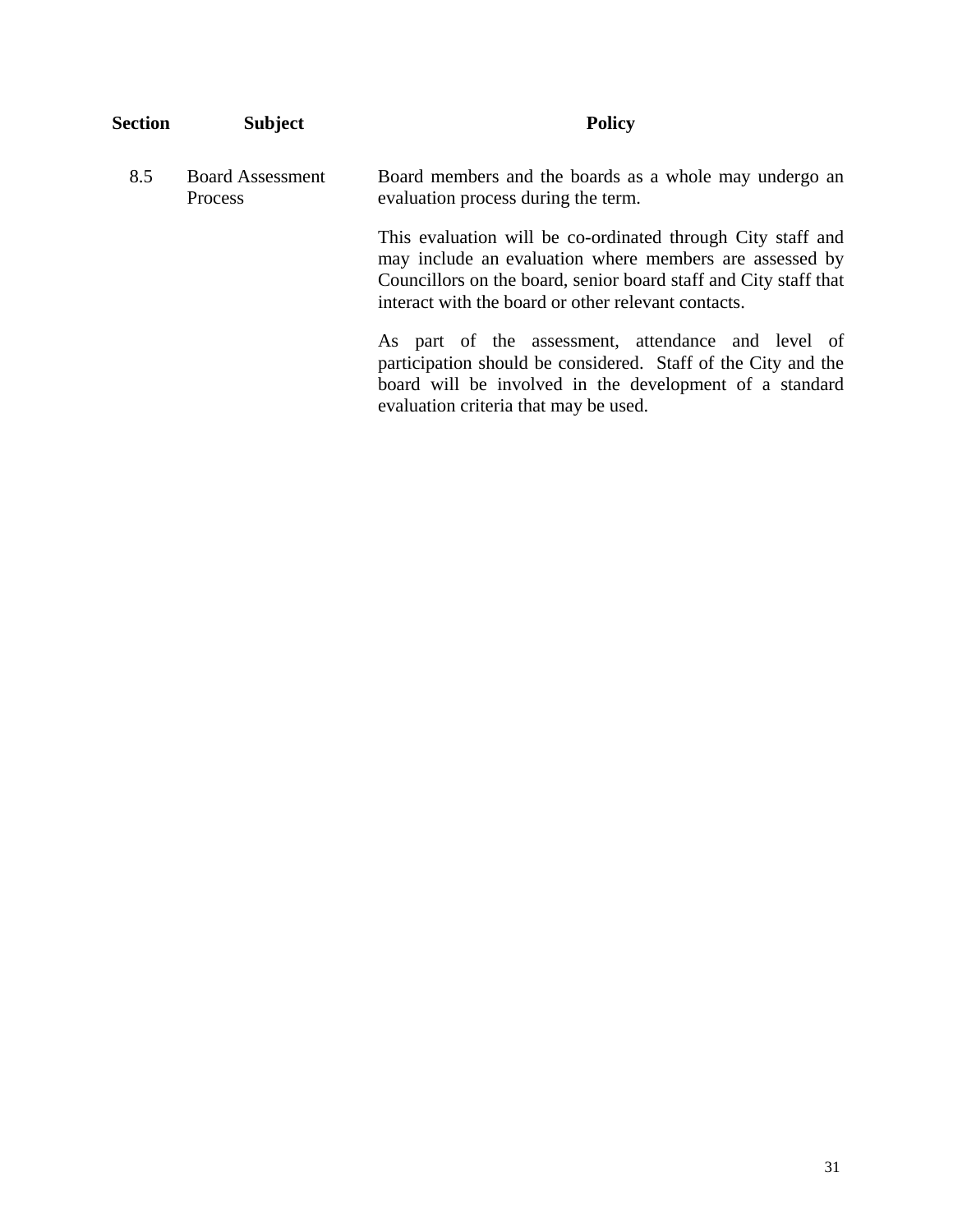| Section | Subject | Policy |
|---|---|---|
| 8.5 | Board Assessment Process | Board members and the boards as a whole may undergo an evaluation process during the term.<br><br>This evaluation will be co-ordinated through City staff and may include an evaluation where members are assessed by Councillors on the board, senior board staff and City staff that interact with the board or other relevant contacts.<br><br>As part of the assessment, attendance and level of participation should be considered. Staff of the City and the board will be involved in the development of a standard evaluation criteria that may be used. |